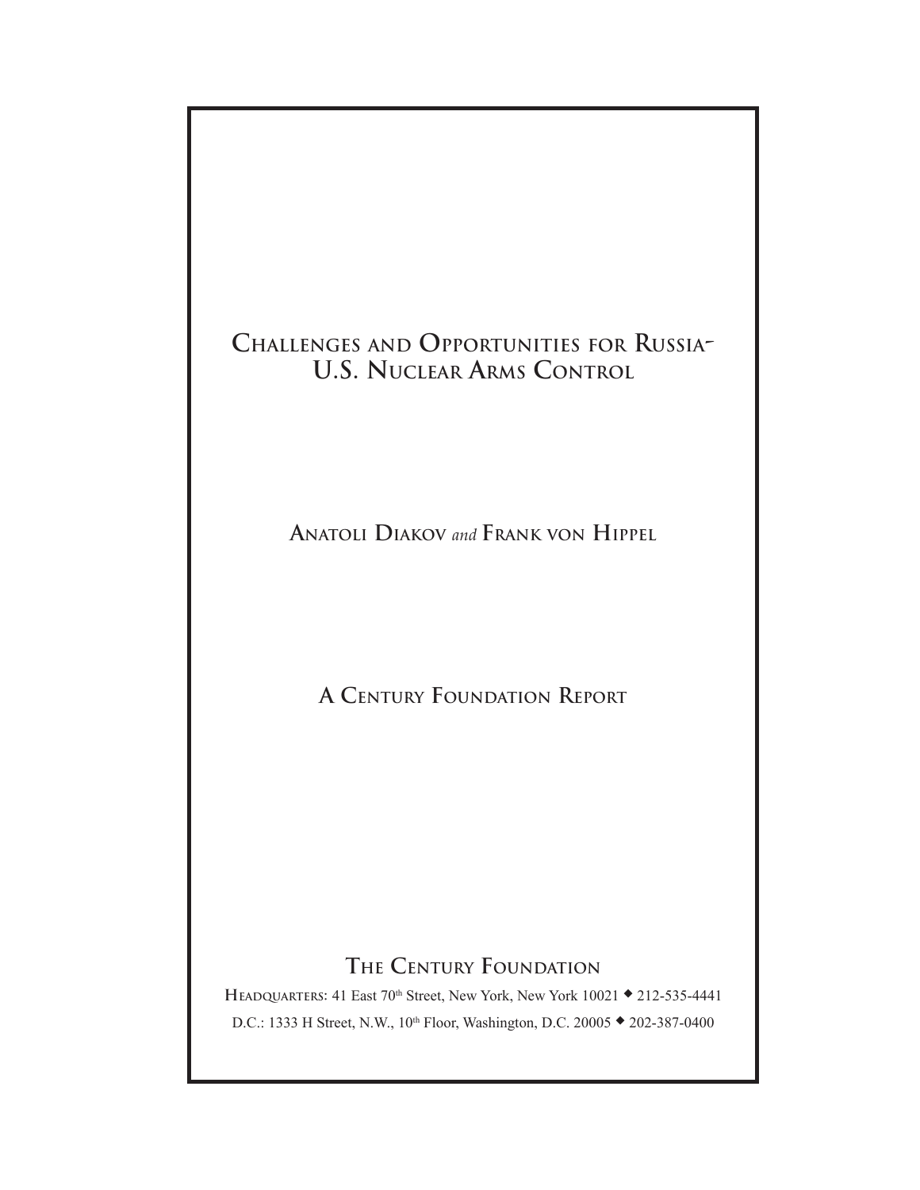# Challenges and Opportunities for Russia-U.S. Nuclear Arms Control

**Anatoli Diakov** *and* **Frank von Hippel**

**A Century Foundation Report**

**The Century Foundation**

Headquarters: 41 East 70th Street, New York, New York 10021 ◆ 212-535-4441

D.C.: 1333 H Street, N.W., 10th Floor, Washington, D.C. 20005 ◆ 202-387-0400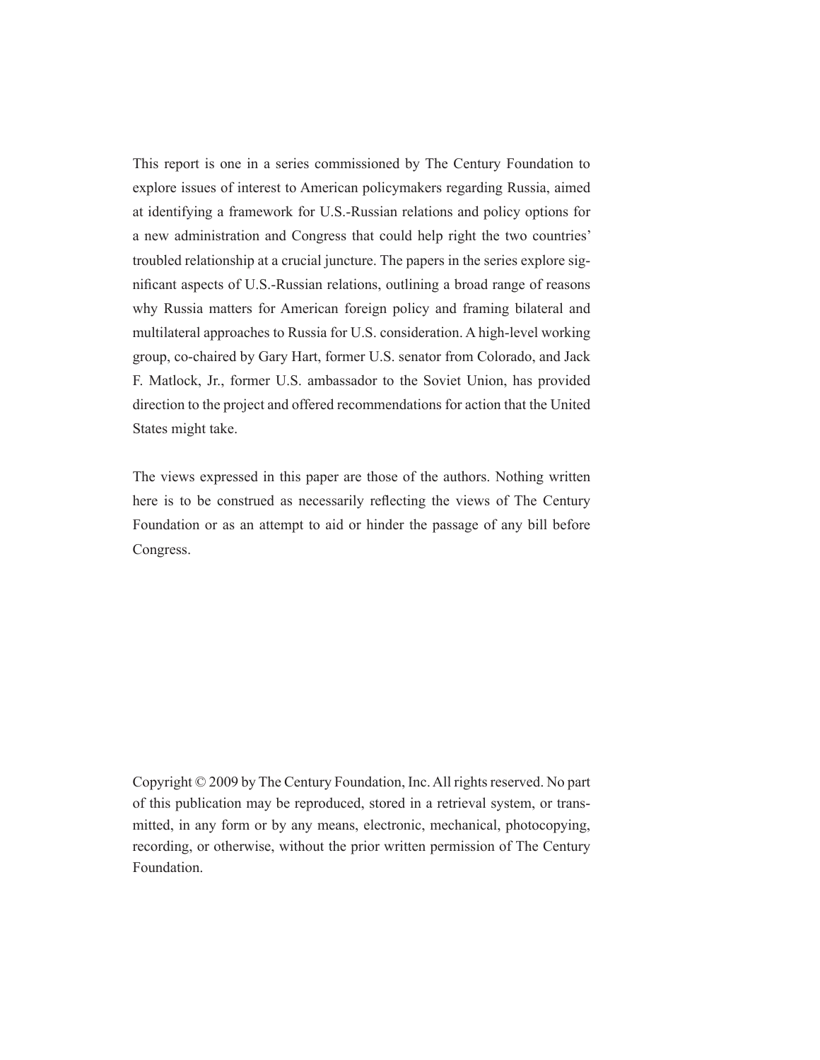This report is one in a series commissioned by The Century Foundation to explore issues of interest to American policymakers regarding Russia, aimed at identifying a framework for U.S.-Russian relations and policy options for a new administration and Congress that could help right the two countries' troubled relationship at a crucial juncture. The papers in the series explore significant aspects of U.S.-Russian relations, outlining a broad range of reasons why Russia matters for American foreign policy and framing bilateral and multilateral approaches to Russia for U.S. consideration. A high-level working group, co-chaired by Gary Hart, former U.S. senator from Colorado, and Jack F. Matlock, Jr., former U.S. ambassador to the Soviet Union, has provided direction to the project and offered recommendations for action that the United States might take.

The views expressed in this paper are those of the authors. Nothing written here is to be construed as necessarily reflecting the views of The Century Foundation or as an attempt to aid or hinder the passage of any bill before Congress.

Copyright © 2009 by The Century Foundation, Inc. All rights reserved. No part of this publication may be reproduced, stored in a retrieval system, or transmitted, in any form or by any means, electronic, mechanical, photocopying, recording, or otherwise, without the prior written permission of The Century Foundation.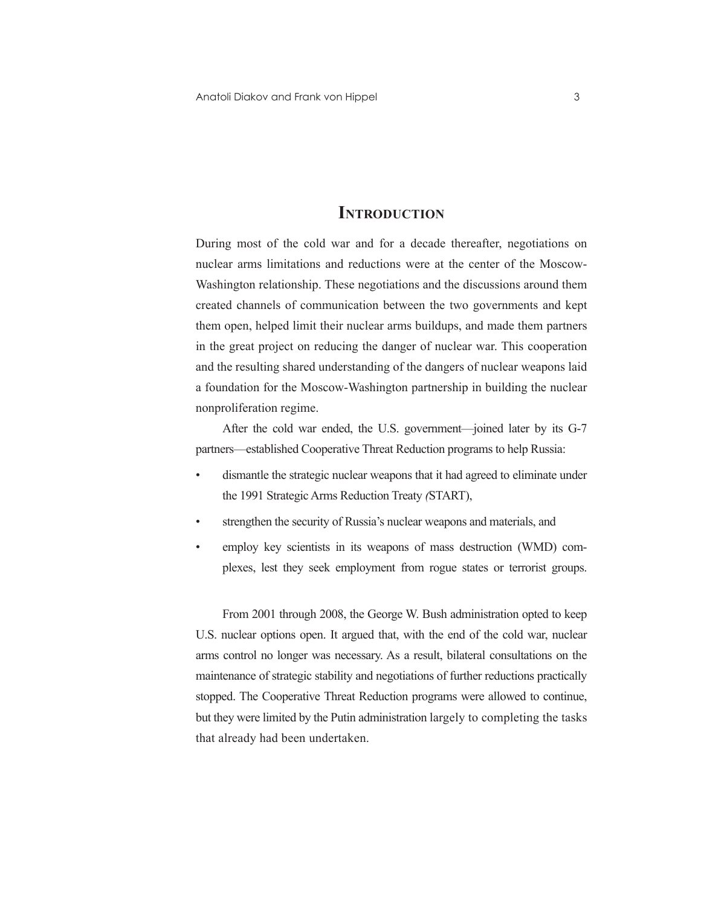# Introduction

During most of the cold war and for a decade thereafter, negotiations on nuclear arms limitations and reductions were at the center of the Moscow-Washington relationship. These negotiations and the discussions around them created channels of communication between the two governments and kept them open, helped limit their nuclear arms buildups, and made them partners in the great project on reducing the danger of nuclear war. This cooperation and the resulting shared understanding of the dangers of nuclear weapons laid a foundation for the Moscow-Washington partnership in building the nuclear nonproliferation regime.

After the cold war ended, the U.S. government—joined later by its G-7 partners—established Cooperative Threat Reduction programs to help Russia:

- dismantle the strategic nuclear weapons that it had agreed to eliminate under the 1991 Strategic Arms Reduction Treaty *(*START),
- strengthen the security of Russia's nuclear weapons and materials, and
- employ key scientists in its weapons of mass destruction (WMD) complexes, lest they seek employment from rogue states or terrorist groups.

From 2001 through 2008, the George W. Bush administration opted to keep U.S. nuclear options open. It argued that, with the end of the cold war, nuclear arms control no longer was necessary. As a result, bilateral consultations on the maintenance of strategic stability and negotiations of further reductions practically stopped. The Cooperative Threat Reduction programs were allowed to continue, but they were limited by the Putin administration largely to completing the tasks that already had been undertaken.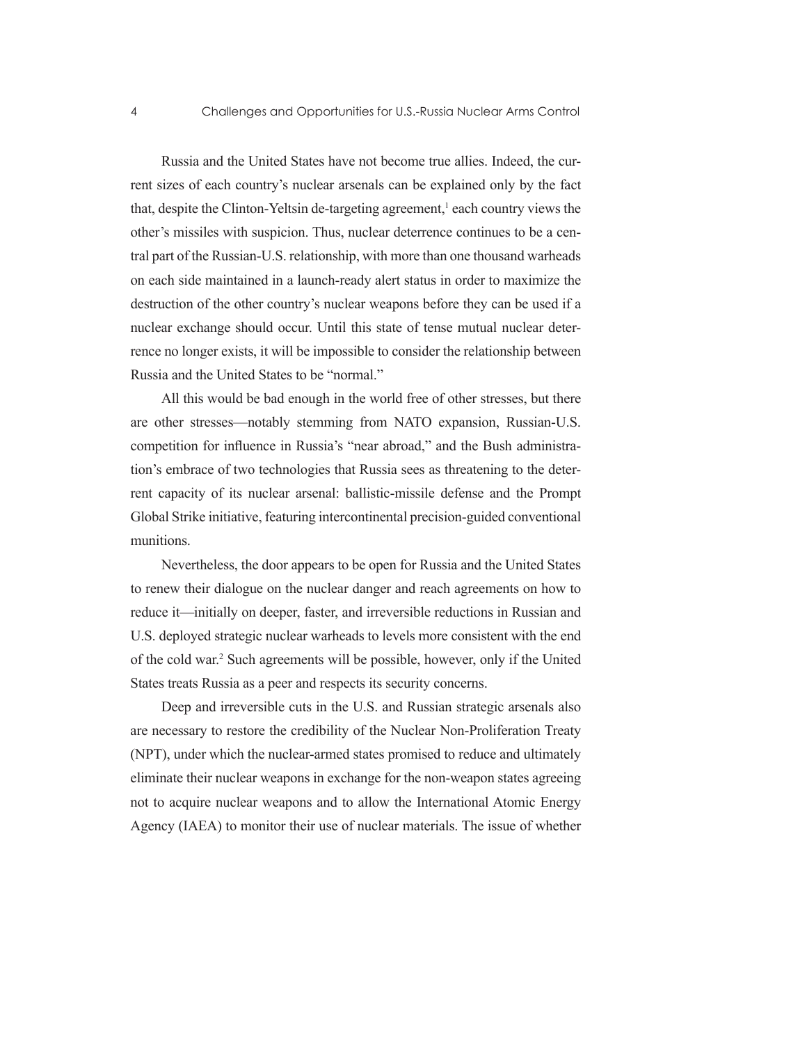Russia and the United States have not become true allies. Indeed, the current sizes of each country's nuclear arsenals can be explained only by the fact that, despite the Clinton-Yeltsin de-targeting agreement,[1] each country views the other's missiles with suspicion. Thus, nuclear deterrence continues to be a central part of the Russian-U.S. relationship, with more than one thousand warheads on each side maintained in a launch-ready alert status in order to maximize the destruction of the other country's nuclear weapons before they can be used if a nuclear exchange should occur. Until this state of tense mutual nuclear deterrence no longer exists, it will be impossible to consider the relationship between Russia and the United States to be "normal."

All this would be bad enough in the world free of other stresses, but there are other stresses—notably stemming from NATO expansion, Russian-U.S. competition for influence in Russia's "near abroad," and the Bush administration's embrace of two technologies that Russia sees as threatening to the deterrent capacity of its nuclear arsenal: ballistic-missile defense and the Prompt Global Strike initiative, featuring intercontinental precision-guided conventional munitions.

Nevertheless, the door appears to be open for Russia and the United States to renew their dialogue on the nuclear danger and reach agreements on how to reduce it—initially on deeper, faster, and irreversible reductions in Russian and U.S. deployed strategic nuclear warheads to levels more consistent with the end of the cold war.[2] Such agreements will be possible, however, only if the United States treats Russia as a peer and respects its security concerns.

Deep and irreversible cuts in the U.S. and Russian strategic arsenals also are necessary to restore the credibility of the Nuclear Non-Proliferation Treaty (NPT), under which the nuclear-armed states promised to reduce and ultimately eliminate their nuclear weapons in exchange for the non-weapon states agreeing not to acquire nuclear weapons and to allow the International Atomic Energy Agency (IAEA) to monitor their use of nuclear materials. The issue of whether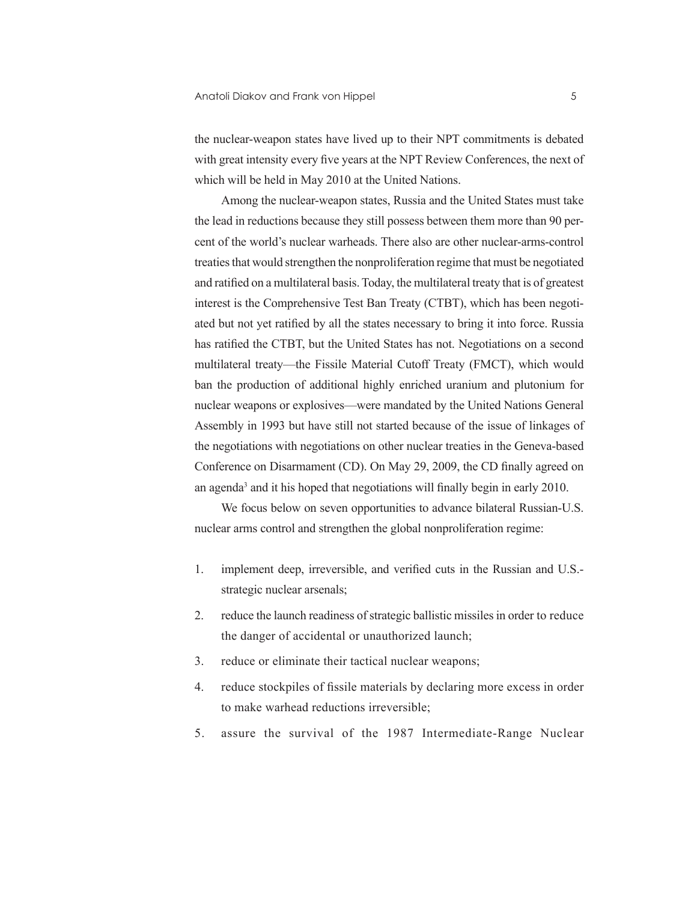the nuclear-weapon states have lived up to their NPT commitments is debated with great intensity every five years at the NPT Review Conferences, the next of which will be held in May 2010 at the United Nations.

Among the nuclear-weapon states, Russia and the United States must take the lead in reductions because they still possess between them more than 90 percent of the world's nuclear warheads. There also are other nuclear-arms-control treaties that would strengthen the nonproliferation regime that must be negotiated and ratified on a multilateral basis. Today, the multilateral treaty that is of greatest interest is the Comprehensive Test Ban Treaty (CTBT), which has been negotiated but not yet ratified by all the states necessary to bring it into force. Russia has ratified the CTBT, but the United States has not. Negotiations on a second multilateral treaty—the Fissile Material Cutoff Treaty (FMCT), which would ban the production of additional highly enriched uranium and plutonium for nuclear weapons or explosives—were mandated by the United Nations General Assembly in 1993 but have still not started because of the issue of linkages of the negotiations with negotiations on other nuclear treaties in the Geneva-based Conference on Disarmament (CD). On May 29, 2009, the CD finally agreed on an agenda[3] and it his hoped that negotiations will finally begin in early 2010.

We focus below on seven opportunities to advance bilateral Russian-U.S. nuclear arms control and strengthen the global nonproliferation regime:

1. implement deep, irreversible, and verified cuts in the Russian and U.S.-strategic nuclear arsenals;
2. reduce the launch readiness of strategic ballistic missiles in order to reduce the danger of accidental or unauthorized launch;
3. reduce or eliminate their tactical nuclear weapons;
4. reduce stockpiles of fissile materials by declaring more excess in order to make warhead reductions irreversible;
5. assure the survival of the 1987 Intermediate-Range Nuclear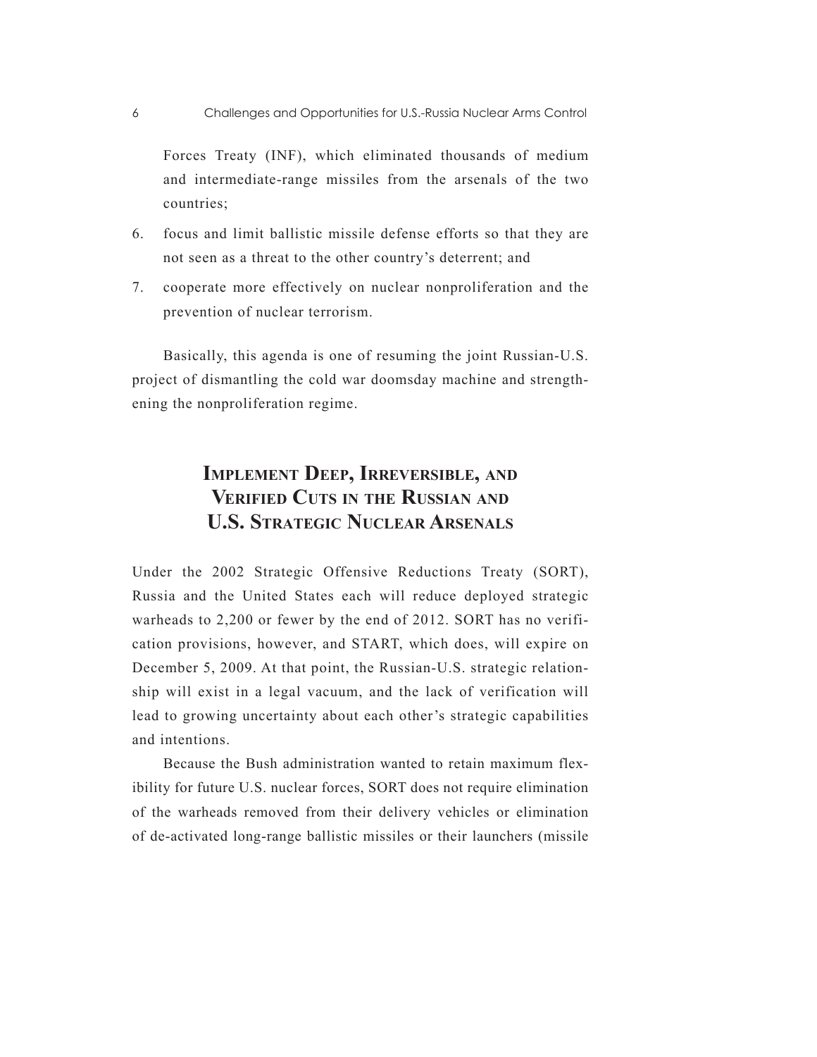Forces Treaty (INF), which eliminated thousands of medium and intermediate-range missiles from the arsenals of the two countries;

6. focus and limit ballistic missile defense efforts so that they are not seen as a threat to the other country's deterrent; and
7. cooperate more effectively on nuclear nonproliferation and the prevention of nuclear terrorism.

Basically, this agenda is one of resuming the joint Russian-U.S. project of dismantling the cold war doomsday machine and strengthening the nonproliferation regime.

## Implement Deep, Irreversible, and Verified Cuts in the Russian and U.S. Strategic Nuclear Arsenals

Under the 2002 Strategic Offensive Reductions Treaty (SORT), Russia and the United States each will reduce deployed strategic warheads to 2,200 or fewer by the end of 2012. SORT has no verification provisions, however, and START, which does, will expire on December 5, 2009. At that point, the Russian-U.S. strategic relationship will exist in a legal vacuum, and the lack of verification will lead to growing uncertainty about each other's strategic capabilities and intentions.

Because the Bush administration wanted to retain maximum flexibility for future U.S. nuclear forces, SORT does not require elimination of the warheads removed from their delivery vehicles or elimination of de-activated long-range ballistic missiles or their launchers (missile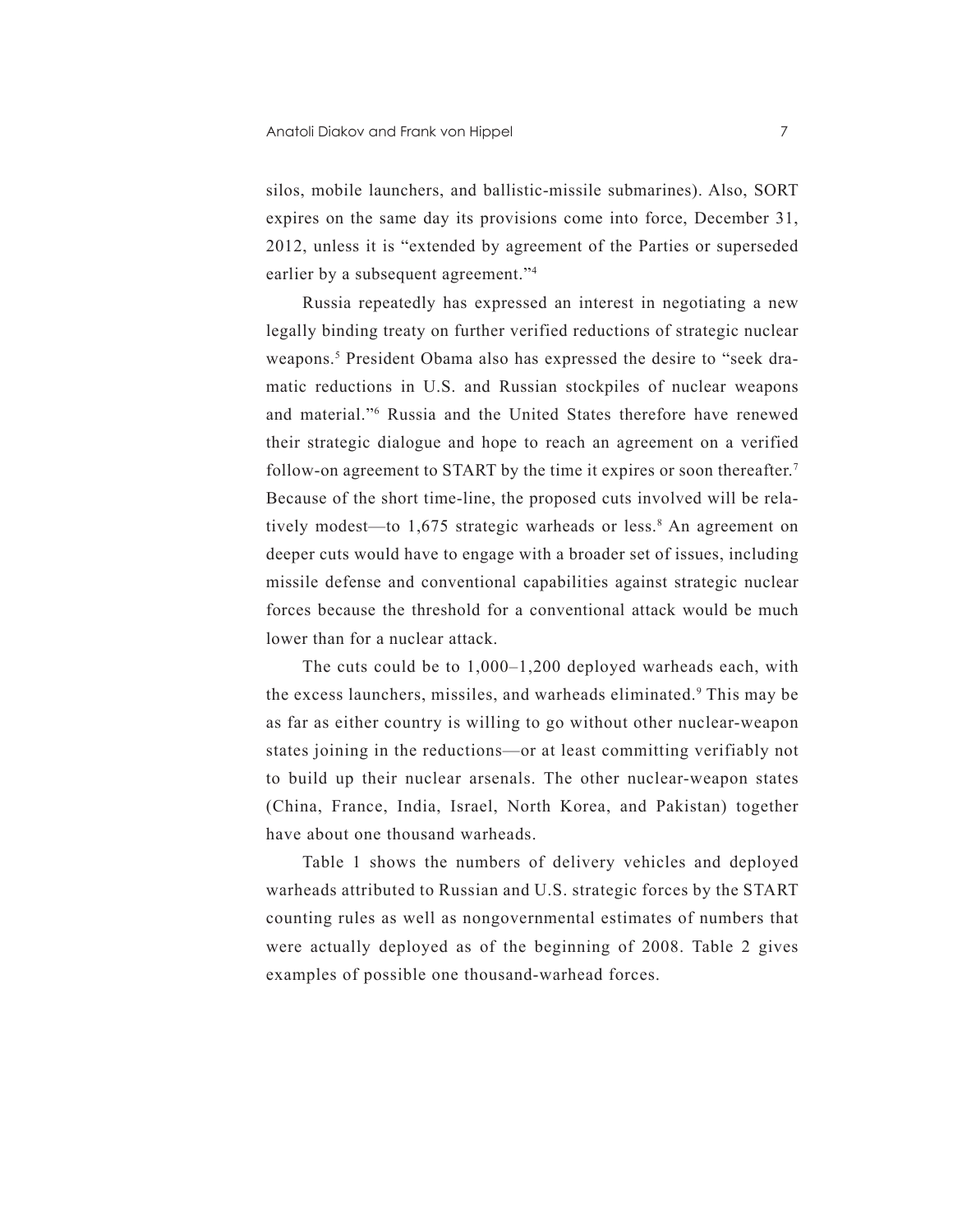silos, mobile launchers, and ballistic-missile submarines). Also, SORT expires on the same day its provisions come into force, December 31, 2012, unless it is "extended by agreement of the Parties or superseded earlier by a subsequent agreement."[4]

Russia repeatedly has expressed an interest in negotiating a new legally binding treaty on further verified reductions of strategic nuclear weapons.[5] President Obama also has expressed the desire to "seek dramatic reductions in U.S. and Russian stockpiles of nuclear weapons and material."[6] Russia and the United States therefore have renewed their strategic dialogue and hope to reach an agreement on a verified follow-on agreement to START by the time it expires or soon thereafter.[7] Because of the short time-line, the proposed cuts involved will be relatively modest—to 1,675 strategic warheads or less.[8] An agreement on deeper cuts would have to engage with a broader set of issues, including missile defense and conventional capabilities against strategic nuclear forces because the threshold for a conventional attack would be much lower than for a nuclear attack.

The cuts could be to 1,000–1,200 deployed warheads each, with the excess launchers, missiles, and warheads eliminated.[9] This may be as far as either country is willing to go without other nuclear-weapon states joining in the reductions—or at least committing verifiably not to build up their nuclear arsenals. The other nuclear-weapon states (China, France, India, Israel, North Korea, and Pakistan) together have about one thousand warheads.

Table 1 shows the numbers of delivery vehicles and deployed warheads attributed to Russian and U.S. strategic forces by the START counting rules as well as nongovernmental estimates of numbers that were actually deployed as of the beginning of 2008. Table 2 gives examples of possible one thousand-warhead forces.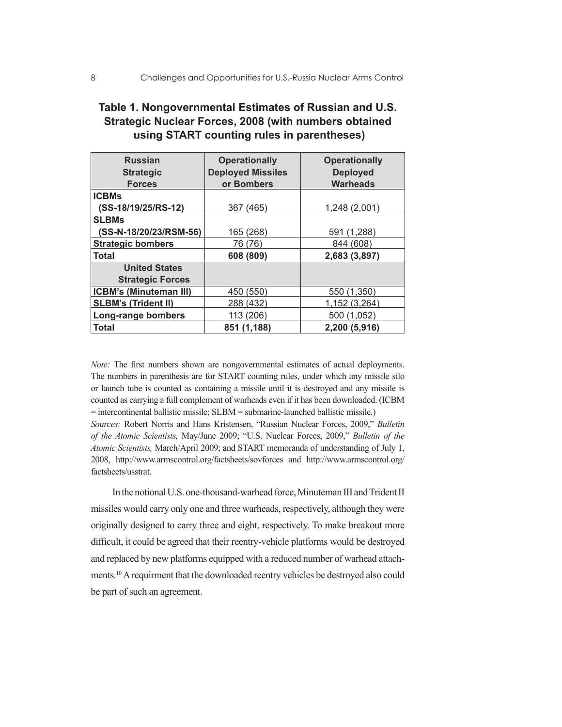**Table 1. Nongovernmental Estimates of Russian and U.S. Strategic Nuclear Forces, 2008 (with numbers obtained using START counting rules in parentheses)**

| Russian Strategic Forces | Operationally Deployed Missiles or Bombers | Operationally Deployed Warheads |
|---|---|---|
| **ICBMs (SS-18/19/25/RS-12)** | 367 (465) | 1,248 (2,001) |
| **SLBMs (SS-N-18/20/23/RSM-56)** | 165 (268) | 591 (1,288) |
| **Strategic bombers** | 76 (76) | 844 (608) |
| **Total** | **608 (809)** | **2,683 (3,897)** |
| **United States Strategic Forces** | | |
| **ICBM's (Minuteman III)** | 450 (550) | 550 (1,350) |
| **SLBM's (Trident II)** | 288 (432) | 1,152 (3,264) |
| **Long-range bombers** | 113 (206) | 500 (1,052) |
| **Total** | **851 (1,188)** | **2,200 (5,916)** |

*Note:* The first numbers shown are nongovernmental estimates of actual deployments. The numbers in parenthesis are for START counting rules, under which any missile silo or launch tube is counted as containing a missile until it is destroyed and any missile is counted as carrying a full complement of warheads even if it has been downloaded. (ICBM = intercontinental ballistic missile; SLBM = submarine-launched ballistic missile.)

*Sources:* Robert Norris and Hans Kristensen, "Russian Nuclear Forces, 2009," *Bulletin of the Atomic Scientists,* May/June 2009; "U.S. Nuclear Forces, 2009," *Bulletin of the Atomic Scientists,* March/April 2009; and START memoranda of understanding of July 1, 2008, http://www.armscontrol.org/factsheets/sovforces and http://www.armscontrol.org/factsheets/usstrat.

In the notional U.S. one-thousand-warhead force, Minuteman III and Trident II missiles would carry only one and three warheads, respectively, although they were originally designed to carry three and eight, respectively. To make breakout more difficult, it could be agreed that their reentry-vehicle platforms would be destroyed and replaced by new platforms equipped with a reduced number of warhead attachments.[10] A requirment that the downloaded reentry vehicles be destroyed also could be part of such an agreement.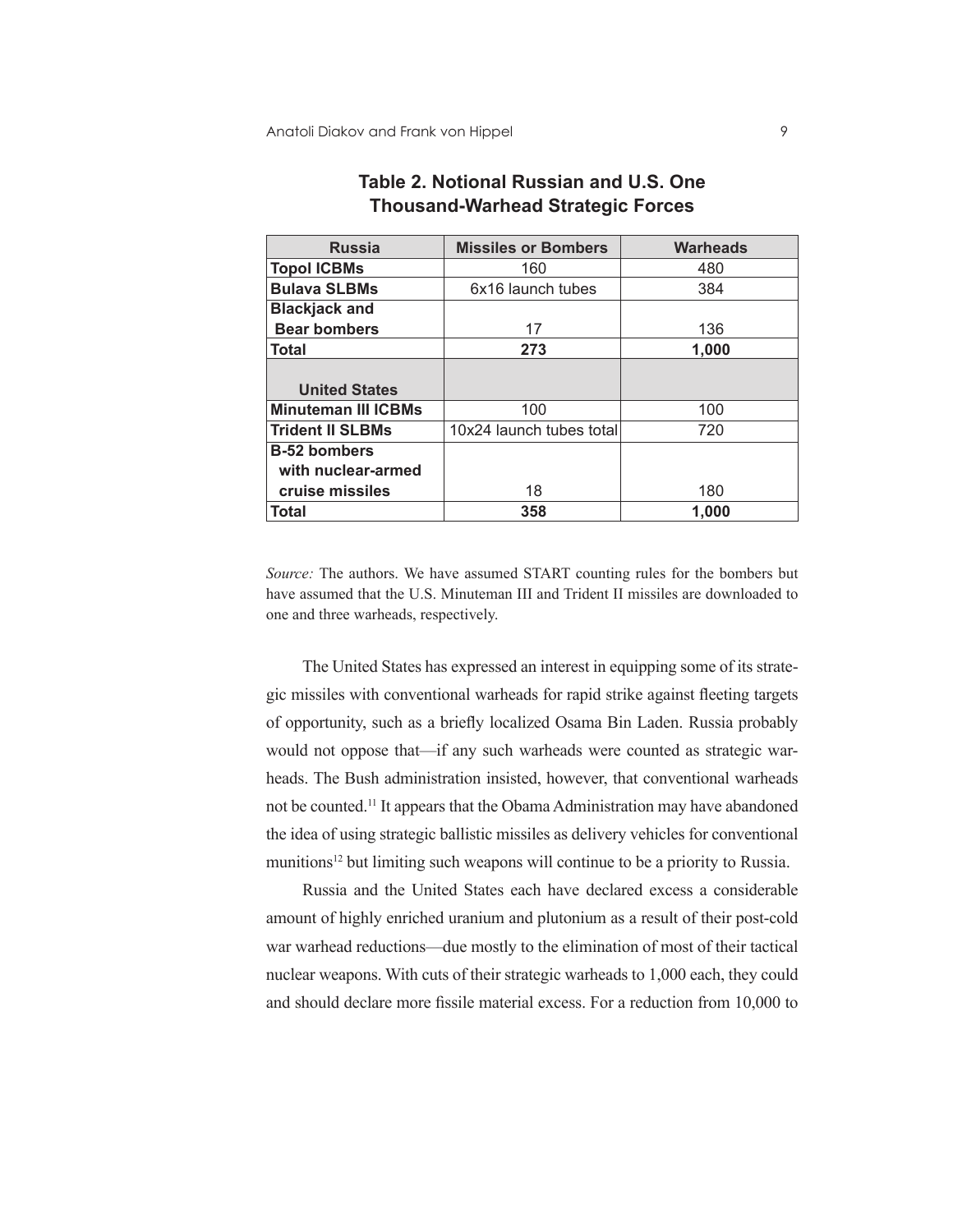## Table 2. Notional Russian and U.S. One Thousand-Warhead Strategic Forces

| Russia | Missiles or Bombers | Warheads |
|---|---|---|
| **Topol ICBMs** | 160 | 480 |
| **Bulava SLBMs** | 6x16 launch tubes | 384 |
| **Blackjack and Bear bombers** | 17 | 136 |
| **Total** | **273** | **1,000** |
| **United States** | | |
| **Minuteman III ICBMs** | 100 | 100 |
| **Trident II SLBMs** | 10x24 launch tubes total | 720 |
| **B-52 bombers with nuclear-armed cruise missiles** | 18 | 180 |
| **Total** | **358** | **1,000** |

*Source:* The authors. We have assumed START counting rules for the bombers but have assumed that the U.S. Minuteman III and Trident II missiles are downloaded to one and three warheads, respectively.

The United States has expressed an interest in equipping some of its strategic missiles with conventional warheads for rapid strike against fleeting targets of opportunity, such as a briefly localized Osama Bin Laden. Russia probably would not oppose that—if any such warheads were counted as strategic warheads. The Bush administration insisted, however, that conventional warheads not be counted.[11] It appears that the Obama Administration may have abandoned the idea of using strategic ballistic missiles as delivery vehicles for conventional munitions[12] but limiting such weapons will continue to be a priority to Russia.

Russia and the United States each have declared excess a considerable amount of highly enriched uranium and plutonium as a result of their post-cold war warhead reductions—due mostly to the elimination of most of their tactical nuclear weapons. With cuts of their strategic warheads to 1,000 each, they could and should declare more fissile material excess. For a reduction from 10,000 to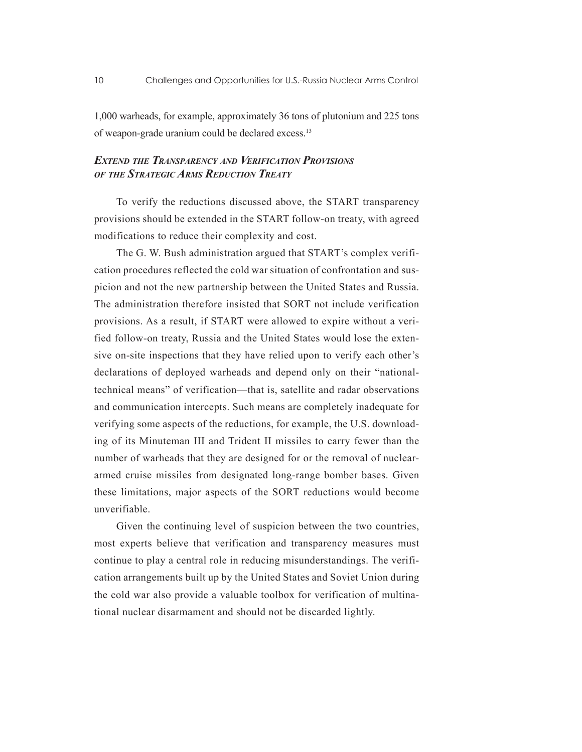1,000 warheads, for example, approximately 36 tons of plutonium and 225 tons of weapon-grade uranium could be declared excess.[13]

### *Extend the Transparency and Verification Provisions of the Strategic Arms Reduction Treaty*

To verify the reductions discussed above, the START transparency provisions should be extended in the START follow-on treaty, with agreed modifications to reduce their complexity and cost.

The G. W. Bush administration argued that START's complex verification procedures reflected the cold war situation of confrontation and suspicion and not the new partnership between the United States and Russia. The administration therefore insisted that SORT not include verification provisions. As a result, if START were allowed to expire without a verified follow-on treaty, Russia and the United States would lose the extensive on-site inspections that they have relied upon to verify each other's declarations of deployed warheads and depend only on their "national-technical means" of verification—that is, satellite and radar observations and communication intercepts. Such means are completely inadequate for verifying some aspects of the reductions, for example, the U.S. downloading of its Minuteman III and Trident II missiles to carry fewer than the number of warheads that they are designed for or the removal of nuclear-armed cruise missiles from designated long-range bomber bases. Given these limitations, major aspects of the SORT reductions would become unverifiable.

Given the continuing level of suspicion between the two countries, most experts believe that verification and transparency measures must continue to play a central role in reducing misunderstandings. The verification arrangements built up by the United States and Soviet Union during the cold war also provide a valuable toolbox for verification of multinational nuclear disarmament and should not be discarded lightly.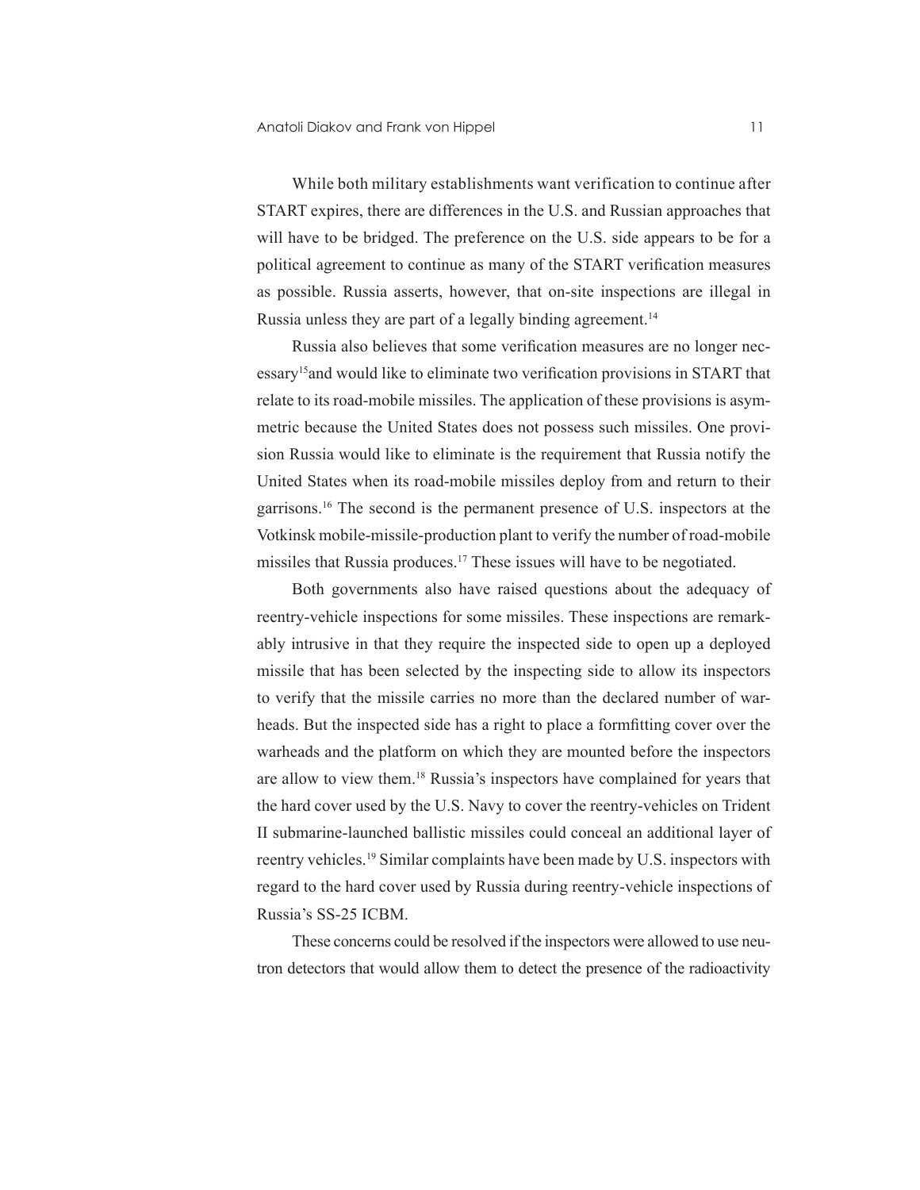While both military establishments want verification to continue after START expires, there are differences in the U.S. and Russian approaches that will have to be bridged. The preference on the U.S. side appears to be for a political agreement to continue as many of the START verification measures as possible. Russia asserts, however, that on-site inspections are illegal in Russia unless they are part of a legally binding agreement.[14]

Russia also believes that some verification measures are no longer necessary[15]and would like to eliminate two verification provisions in START that relate to its road-mobile missiles. The application of these provisions is asymmetric because the United States does not possess such missiles. One provision Russia would like to eliminate is the requirement that Russia notify the United States when its road-mobile missiles deploy from and return to their garrisons.[16] The second is the permanent presence of U.S. inspectors at the Votkinsk mobile-missile-production plant to verify the number of road-mobile missiles that Russia produces.[17] These issues will have to be negotiated.

Both governments also have raised questions about the adequacy of reentry-vehicle inspections for some missiles. These inspections are remarkably intrusive in that they require the inspected side to open up a deployed missile that has been selected by the inspecting side to allow its inspectors to verify that the missile carries no more than the declared number of warheads. But the inspected side has a right to place a formfitting cover over the warheads and the platform on which they are mounted before the inspectors are allow to view them.[18] Russia's inspectors have complained for years that the hard cover used by the U.S. Navy to cover the reentry-vehicles on Trident II submarine-launched ballistic missiles could conceal an additional layer of reentry vehicles.[19] Similar complaints have been made by U.S. inspectors with regard to the hard cover used by Russia during reentry-vehicle inspections of Russia's SS-25 ICBM.

These concerns could be resolved if the inspectors were allowed to use neutron detectors that would allow them to detect the presence of the radioactivity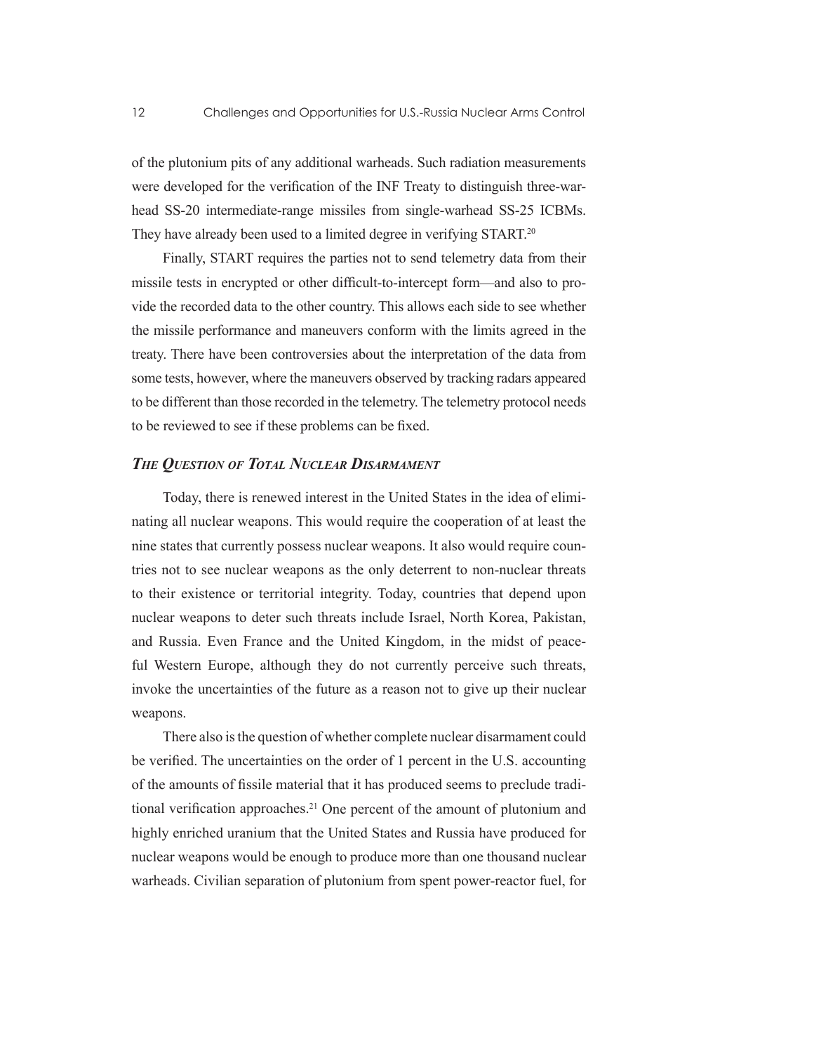of the plutonium pits of any additional warheads. Such radiation measurements were developed for the verification of the INF Treaty to distinguish three-warhead SS-20 intermediate-range missiles from single-warhead SS-25 ICBMs. They have already been used to a limited degree in verifying START.[20]

Finally, START requires the parties not to send telemetry data from their missile tests in encrypted or other difficult-to-intercept form—and also to provide the recorded data to the other country. This allows each side to see whether the missile performance and maneuvers conform with the limits agreed in the treaty. There have been controversies about the interpretation of the data from some tests, however, where the maneuvers observed by tracking radars appeared to be different than those recorded in the telemetry. The telemetry protocol needs to be reviewed to see if these problems can be fixed.

### *The Question of Total Nuclear Disarmament*

Today, there is renewed interest in the United States in the idea of eliminating all nuclear weapons. This would require the cooperation of at least the nine states that currently possess nuclear weapons. It also would require countries not to see nuclear weapons as the only deterrent to non-nuclear threats to their existence or territorial integrity. Today, countries that depend upon nuclear weapons to deter such threats include Israel, North Korea, Pakistan, and Russia. Even France and the United Kingdom, in the midst of peaceful Western Europe, although they do not currently perceive such threats, invoke the uncertainties of the future as a reason not to give up their nuclear weapons.

There also is the question of whether complete nuclear disarmament could be verified. The uncertainties on the order of 1 percent in the U.S. accounting of the amounts of fissile material that it has produced seems to preclude traditional verification approaches.[21] One percent of the amount of plutonium and highly enriched uranium that the United States and Russia have produced for nuclear weapons would be enough to produce more than one thousand nuclear warheads. Civilian separation of plutonium from spent power-reactor fuel, for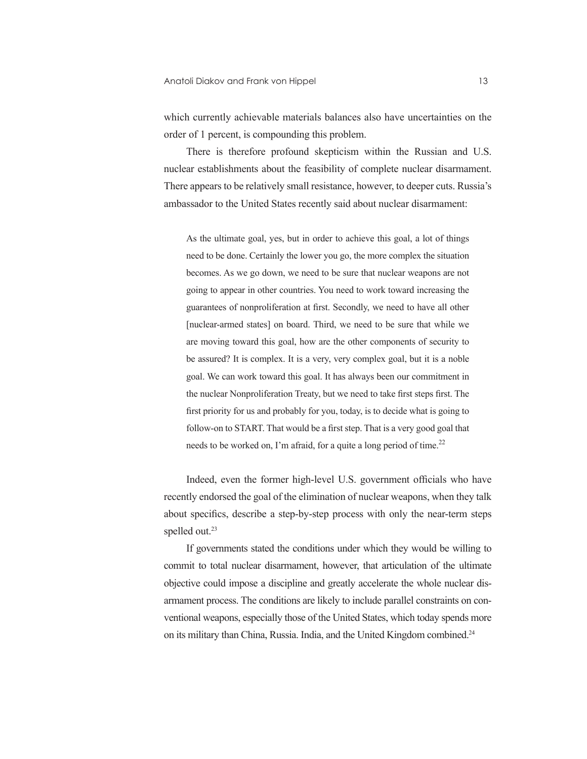which currently achievable materials balances also have uncertainties on the order of 1 percent, is compounding this problem.

There is therefore profound skepticism within the Russian and U.S. nuclear establishments about the feasibility of complete nuclear disarmament. There appears to be relatively small resistance, however, to deeper cuts. Russia's ambassador to the United States recently said about nuclear disarmament:

> As the ultimate goal, yes, but in order to achieve this goal, a lot of things need to be done. Certainly the lower you go, the more complex the situation becomes. As we go down, we need to be sure that nuclear weapons are not going to appear in other countries. You need to work toward increasing the guarantees of nonproliferation at first. Secondly, we need to have all other [nuclear-armed states] on board. Third, we need to be sure that while we are moving toward this goal, how are the other components of security to be assured? It is complex. It is a very, very complex goal, but it is a noble goal. We can work toward this goal. It has always been our commitment in the nuclear Nonproliferation Treaty, but we need to take first steps first. The first priority for us and probably for you, today, is to decide what is going to follow-on to START. That would be a first step. That is a very good goal that needs to be worked on, I'm afraid, for a quite a long period of time.[22]

Indeed, even the former high-level U.S. government officials who have recently endorsed the goal of the elimination of nuclear weapons, when they talk about specifics, describe a step-by-step process with only the near-term steps spelled out.[23]

If governments stated the conditions under which they would be willing to commit to total nuclear disarmament, however, that articulation of the ultimate objective could impose a discipline and greatly accelerate the whole nuclear disarmament process. The conditions are likely to include parallel constraints on conventional weapons, especially those of the United States, which today spends more on its military than China, Russia. India, and the United Kingdom combined.[24]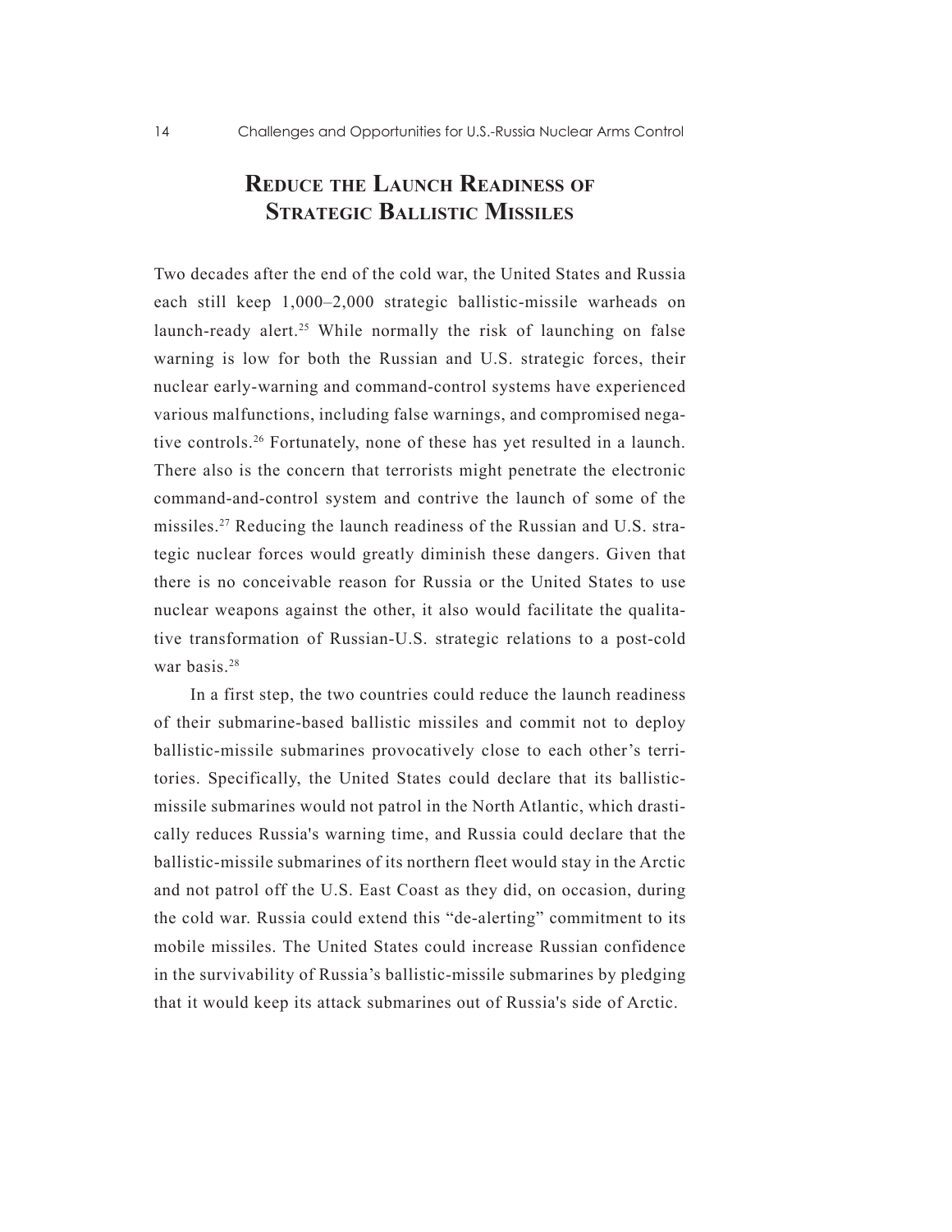## Reduce the Launch Readiness of Strategic Ballistic Missiles

Two decades after the end of the cold war, the United States and Russia each still keep 1,000–2,000 strategic ballistic-missile warheads on launch-ready alert.[25] While normally the risk of launching on false warning is low for both the Russian and U.S. strategic forces, their nuclear early-warning and command-control systems have experienced various malfunctions, including false warnings, and compromised negative controls.[26] Fortunately, none of these has yet resulted in a launch. There also is the concern that terrorists might penetrate the electronic command-and-control system and contrive the launch of some of the missiles.[27] Reducing the launch readiness of the Russian and U.S. strategic nuclear forces would greatly diminish these dangers. Given that there is no conceivable reason for Russia or the United States to use nuclear weapons against the other, it also would facilitate the qualitative transformation of Russian-U.S. strategic relations to a post-cold war basis.[28]

In a first step, the two countries could reduce the launch readiness of their submarine-based ballistic missiles and commit not to deploy ballistic-missile submarines provocatively close to each other's territories. Specifically, the United States could declare that its ballistic-missile submarines would not patrol in the North Atlantic, which drastically reduces Russia's warning time, and Russia could declare that the ballistic-missile submarines of its northern fleet would stay in the Arctic and not patrol off the U.S. East Coast as they did, on occasion, during the cold war. Russia could extend this "de-alerting" commitment to its mobile missiles. The United States could increase Russian confidence in the survivability of Russia's ballistic-missile submarines by pledging that it would keep its attack submarines out of Russia's side of Arctic.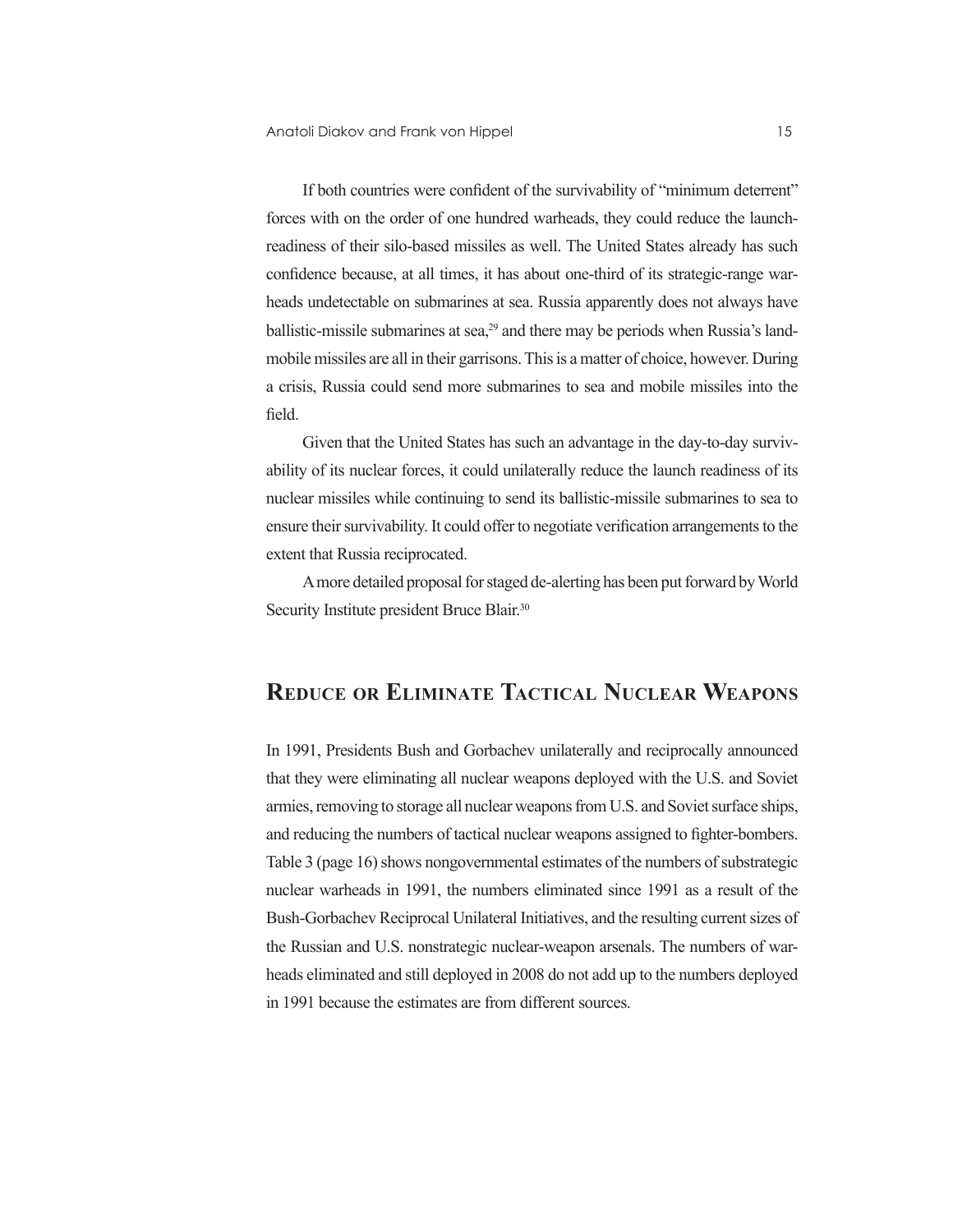If both countries were confident of the survivability of "minimum deterrent" forces with on the order of one hundred warheads, they could reduce the launch-readiness of their silo-based missiles as well. The United States already has such confidence because, at all times, it has about one-third of its strategic-range warheads undetectable on submarines at sea. Russia apparently does not always have ballistic-missile submarines at sea,[29] and there may be periods when Russia's land-mobile missiles are all in their garrisons. This is a matter of choice, however. During a crisis, Russia could send more submarines to sea and mobile missiles into the field.

Given that the United States has such an advantage in the day-to-day survivability of its nuclear forces, it could unilaterally reduce the launch readiness of its nuclear missiles while continuing to send its ballistic-missile submarines to sea to ensure their survivability. It could offer to negotiate verification arrangements to the extent that Russia reciprocated.

A more detailed proposal for staged de-alerting has been put forward by World Security Institute president Bruce Blair.[30]

## Reduce or Eliminate Tactical Nuclear Weapons

In 1991, Presidents Bush and Gorbachev unilaterally and reciprocally announced that they were eliminating all nuclear weapons deployed with the U.S. and Soviet armies, removing to storage all nuclear weapons from U.S. and Soviet surface ships, and reducing the numbers of tactical nuclear weapons assigned to fighter-bombers. Table 3 (page 16) shows nongovernmental estimates of the numbers of substrategic nuclear warheads in 1991, the numbers eliminated since 1991 as a result of the Bush-Gorbachev Reciprocal Unilateral Initiatives, and the resulting current sizes of the Russian and U.S. nonstrategic nuclear-weapon arsenals. The numbers of warheads eliminated and still deployed in 2008 do not add up to the numbers deployed in 1991 because the estimates are from different sources.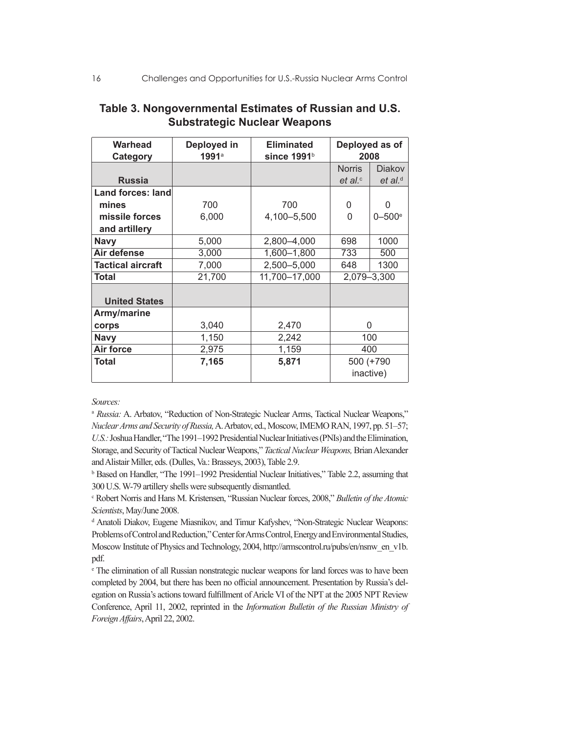## Table 3. Nongovernmental Estimates of Russian and U.S. Substrategic Nuclear Weapons

| Warhead Category | Deployed in 1991[a] | Eliminated since 1991[b] | Deployed as of 2008 | |
|---|---|---|---|---|
| **Russia** | | | Norris *et al.*[c] | Diakov *et al.*[d] |
| **Land forces: land mines** | 700 | 700 | 0 | 0 |
| **missile forces and artillery** | 6,000 | 4,100–5,500 | 0 | 0–500[e] |
| **Navy** | 5,000 | 2,800–4,000 | 698 | 1000 |
| **Air defense** | 3,000 | 1,600–1,800 | 733 | 500 |
| **Tactical aircraft** | 7,000 | 2,500–5,000 | 648 | 1300 |
| **Total** | 21,700 | 11,700–17,000 | 2,079–3,300 | |
| **United States** | | | | |
| **Army/marine corps** | 3,040 | 2,470 | 0 | |
| **Navy** | 1,150 | 2,242 | 100 | |
| **Air force** | 2,975 | 1,159 | 400 | |
| **Total** | **7,165** | **5,871** | 500 (+790 inactive) | |

*Sources:*

[a] *Russia:* A. Arbatov, "Reduction of Non-Strategic Nuclear Arms, Tactical Nuclear Weapons," *Nuclear Arms and Security of Russia,* A. Arbatov, ed., Moscow, IMEMO RAN, 1997, pp. 51–57; *U.S.:* Joshua Handler, "The 1991–1992 Presidential Nuclear Initiatives (PNIs) and the Elimination, Storage, and Security of Tactical Nuclear Weapons," *Tactical Nuclear Weapons,* Brian Alexander and Alistair Miller, eds. (Dulles, Va.: Brasseys, 2003), Table 2.9.

[b] Based on Handler, "The 1991–1992 Presidential Nuclear Initiatives," Table 2.2, assuming that 300 U.S. W-79 artillery shells were subsequently dismantled.

[c] Robert Norris and Hans M. Kristensen, "Russian Nuclear forces, 2008," *Bulletin of the Atomic Scientists*, May/June 2008.

[d] Anatoli Diakov, Eugene Miasnikov, and Timur Kafyshev, "Non-Strategic Nuclear Weapons: Problems of Control and Reduction," Center for Arms Control, Energy and Environmental Studies, Moscow Institute of Physics and Technology, 2004, http://armscontrol.ru/pubs/en/nsnw_en_v1b.pdf.

[e] The elimination of all Russian nonstrategic nuclear weapons for land forces was to have been completed by 2004, but there has been no official announcement. Presentation by Russia's delegation on Russia's actions toward fulfillment of Aricle VI of the NPT at the 2005 NPT Review Conference, April 11, 2002, reprinted in the *Information Bulletin of the Russian Ministry of Foreign Affairs*, April 22, 2002.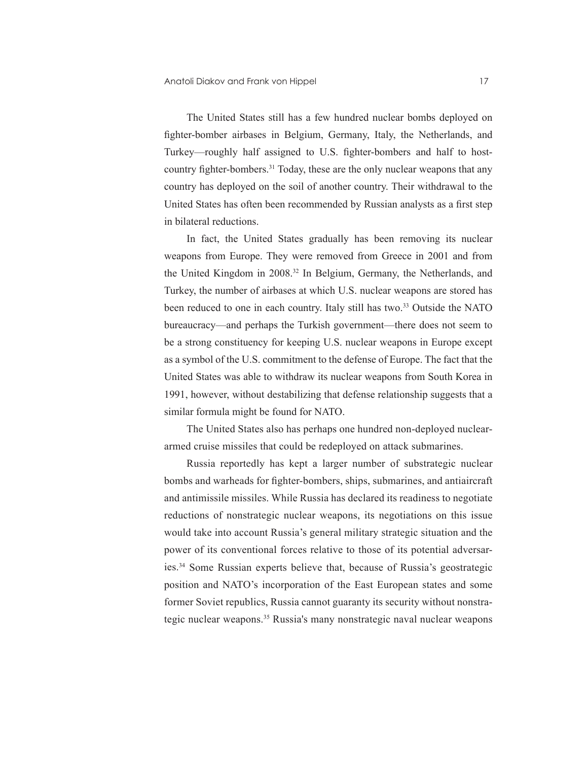The United States still has a few hundred nuclear bombs deployed on fighter-bomber airbases in Belgium, Germany, Italy, the Netherlands, and Turkey—roughly half assigned to U.S. fighter-bombers and half to host-country fighter-bombers.[31] Today, these are the only nuclear weapons that any country has deployed on the soil of another country. Their withdrawal to the United States has often been recommended by Russian analysts as a first step in bilateral reductions.

In fact, the United States gradually has been removing its nuclear weapons from Europe. They were removed from Greece in 2001 and from the United Kingdom in 2008.[32] In Belgium, Germany, the Netherlands, and Turkey, the number of airbases at which U.S. nuclear weapons are stored has been reduced to one in each country. Italy still has two.[33] Outside the NATO bureaucracy—and perhaps the Turkish government—there does not seem to be a strong constituency for keeping U.S. nuclear weapons in Europe except as a symbol of the U.S. commitment to the defense of Europe. The fact that the United States was able to withdraw its nuclear weapons from South Korea in 1991, however, without destabilizing that defense relationship suggests that a similar formula might be found for NATO.

The United States also has perhaps one hundred non-deployed nuclear-armed cruise missiles that could be redeployed on attack submarines.

Russia reportedly has kept a larger number of substrategic nuclear bombs and warheads for fighter-bombers, ships, submarines, and antiaircraft and antimissile missiles. While Russia has declared its readiness to negotiate reductions of nonstrategic nuclear weapons, its negotiations on this issue would take into account Russia's general military strategic situation and the power of its conventional forces relative to those of its potential adversaries.[34] Some Russian experts believe that, because of Russia's geostrategic position and NATO's incorporation of the East European states and some former Soviet republics, Russia cannot guaranty its security without nonstrategic nuclear weapons.[35] Russia's many nonstrategic naval nuclear weapons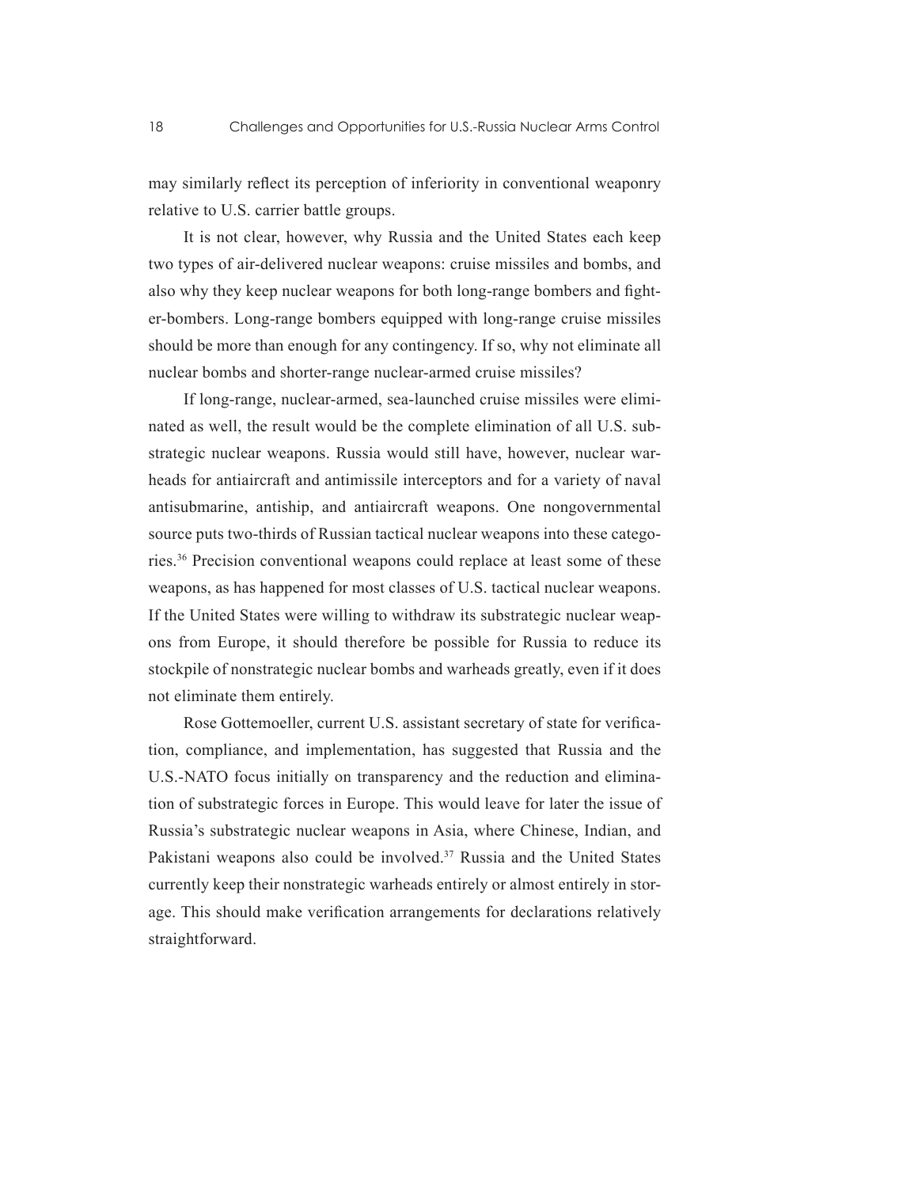may similarly reflect its perception of inferiority in conventional weaponry relative to U.S. carrier battle groups.

It is not clear, however, why Russia and the United States each keep two types of air-delivered nuclear weapons: cruise missiles and bombs, and also why they keep nuclear weapons for both long-range bombers and fighter-bombers. Long-range bombers equipped with long-range cruise missiles should be more than enough for any contingency. If so, why not eliminate all nuclear bombs and shorter-range nuclear-armed cruise missiles?

If long-range, nuclear-armed, sea-launched cruise missiles were eliminated as well, the result would be the complete elimination of all U.S. substrategic nuclear weapons. Russia would still have, however, nuclear warheads for antiaircraft and antimissile interceptors and for a variety of naval antisubmarine, antiship, and antiaircraft weapons. One nongovernmental source puts two-thirds of Russian tactical nuclear weapons into these categories.[36] Precision conventional weapons could replace at least some of these weapons, as has happened for most classes of U.S. tactical nuclear weapons. If the United States were willing to withdraw its substrategic nuclear weapons from Europe, it should therefore be possible for Russia to reduce its stockpile of nonstrategic nuclear bombs and warheads greatly, even if it does not eliminate them entirely.

Rose Gottemoeller, current U.S. assistant secretary of state for verification, compliance, and implementation, has suggested that Russia and the U.S.-NATO focus initially on transparency and the reduction and elimination of substrategic forces in Europe. This would leave for later the issue of Russia's substrategic nuclear weapons in Asia, where Chinese, Indian, and Pakistani weapons also could be involved.[37] Russia and the United States currently keep their nonstrategic warheads entirely or almost entirely in storage. This should make verification arrangements for declarations relatively straightforward.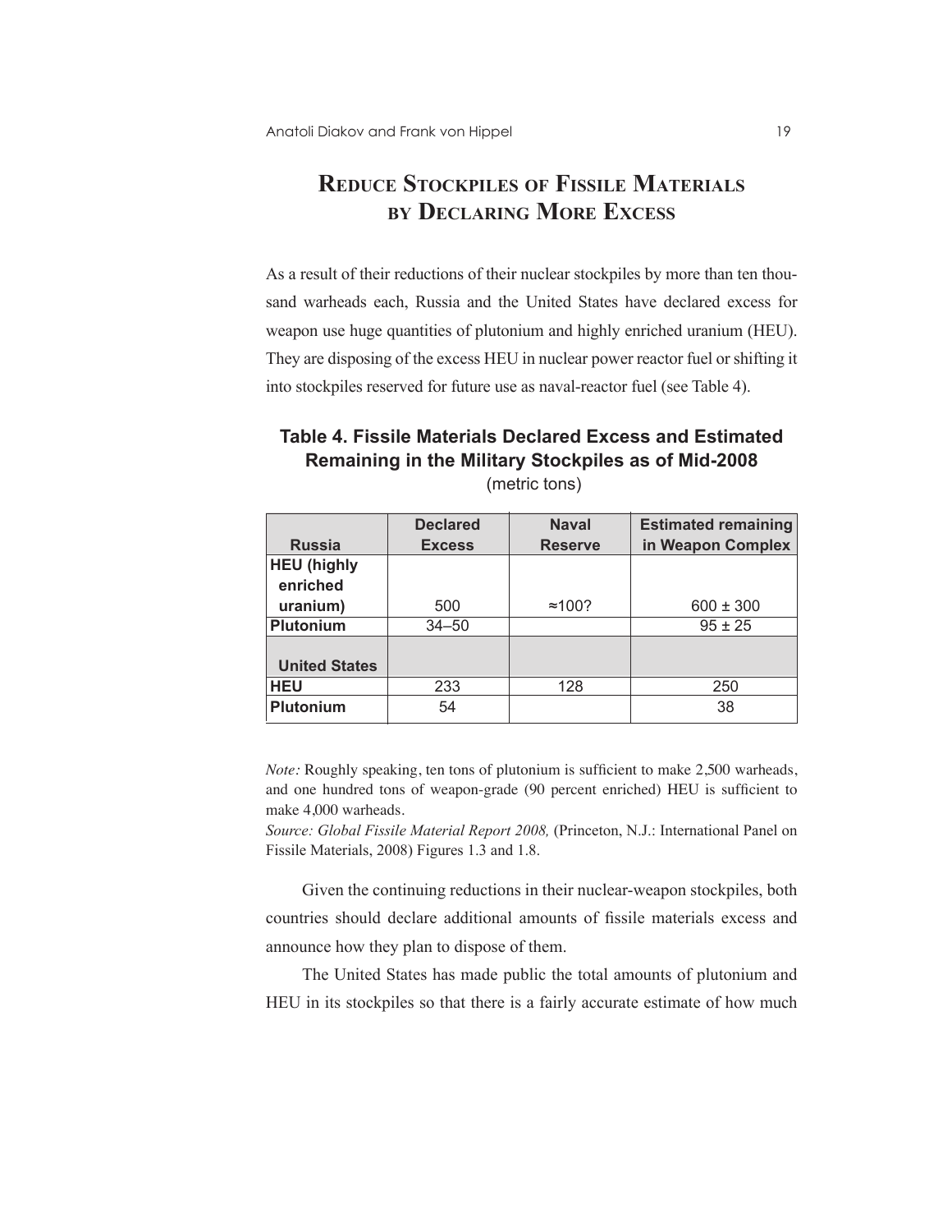# Reduce Stockpiles of Fissile Materials by Declaring More Excess

As a result of their reductions of their nuclear stockpiles by more than ten thousand warheads each, Russia and the United States have declared excess for weapon use huge quantities of plutonium and highly enriched uranium (HEU). They are disposing of the excess HEU in nuclear power reactor fuel or shifting it into stockpiles reserved for future use as naval-reactor fuel (see Table 4).

**Table 4. Fissile Materials Declared Excess and Estimated Remaining in the Military Stockpiles as of Mid-2008**
(metric tons)

| Russia | Declared Excess | Naval Reserve | Estimated remaining in Weapon Complex |
|---|---|---|---|
| **HEU (highly enriched uranium)** | 500 | ≈100? | 600 ± 300 |
| **Plutonium** | 34–50 | | 95 ± 25 |
| **United States** | | | |
| **HEU** | 233 | 128 | 250 |
| **Plutonium** | 54 | | 38 |

*Note:* Roughly speaking, ten tons of plutonium is sufficient to make 2,500 warheads, and one hundred tons of weapon-grade (90 percent enriched) HEU is sufficient to make 4,000 warheads.
*Source: Global Fissile Material Report 2008,* (Princeton, N.J.: International Panel on Fissile Materials, 2008) Figures 1.3 and 1.8.

Given the continuing reductions in their nuclear-weapon stockpiles, both countries should declare additional amounts of fissile materials excess and announce how they plan to dispose of them.

The United States has made public the total amounts of plutonium and HEU in its stockpiles so that there is a fairly accurate estimate of how much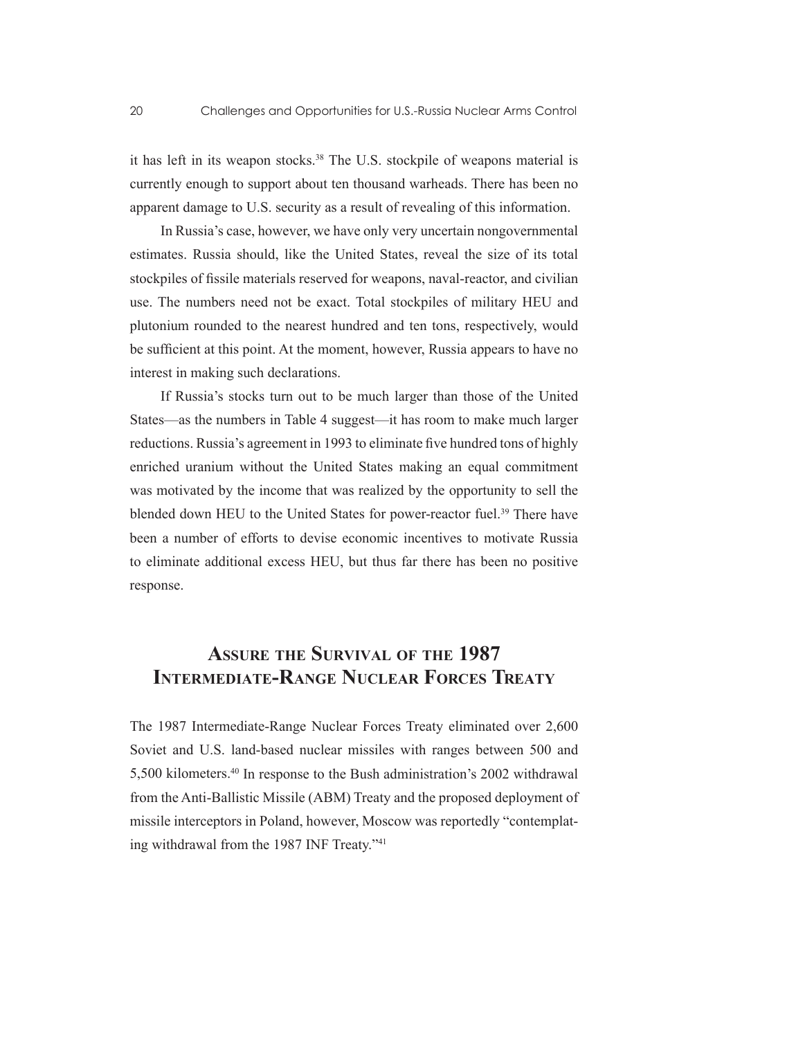it has left in its weapon stocks.[38] The U.S. stockpile of weapons material is currently enough to support about ten thousand warheads. There has been no apparent damage to U.S. security as a result of revealing of this information.

In Russia's case, however, we have only very uncertain nongovernmental estimates. Russia should, like the United States, reveal the size of its total stockpiles of fissile materials reserved for weapons, naval-reactor, and civilian use. The numbers need not be exact. Total stockpiles of military HEU and plutonium rounded to the nearest hundred and ten tons, respectively, would be sufficient at this point. At the moment, however, Russia appears to have no interest in making such declarations.

If Russia's stocks turn out to be much larger than those of the United States—as the numbers in Table 4 suggest—it has room to make much larger reductions. Russia's agreement in 1993 to eliminate five hundred tons of highly enriched uranium without the United States making an equal commitment was motivated by the income that was realized by the opportunity to sell the blended down HEU to the United States for power-reactor fuel.[39] There have been a number of efforts to devise economic incentives to motivate Russia to eliminate additional excess HEU, but thus far there has been no positive response.

## Assure the Survival of the 1987 Intermediate-Range Nuclear Forces Treaty

The 1987 Intermediate-Range Nuclear Forces Treaty eliminated over 2,600 Soviet and U.S. land-based nuclear missiles with ranges between 500 and 5,500 kilometers.[40] In response to the Bush administration's 2002 withdrawal from the Anti-Ballistic Missile (ABM) Treaty and the proposed deployment of missile interceptors in Poland, however, Moscow was reportedly "contemplating withdrawal from the 1987 INF Treaty."[41]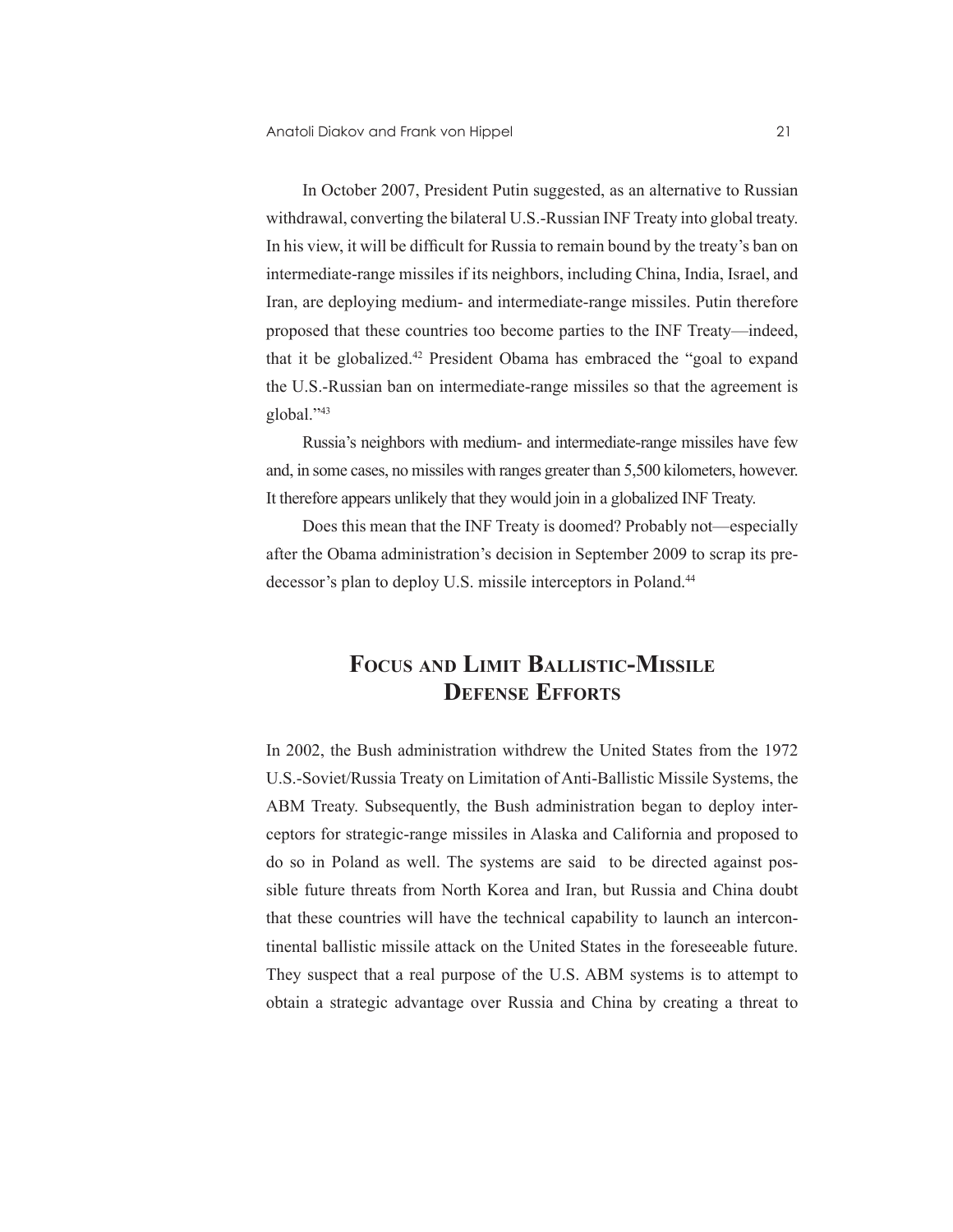In October 2007, President Putin suggested, as an alternative to Russian withdrawal, converting the bilateral U.S.-Russian INF Treaty into global treaty. In his view, it will be difficult for Russia to remain bound by the treaty's ban on intermediate-range missiles if its neighbors, including China, India, Israel, and Iran, are deploying medium- and intermediate-range missiles. Putin therefore proposed that these countries too become parties to the INF Treaty—indeed, that it be globalized.[42] President Obama has embraced the "goal to expand the U.S.-Russian ban on intermediate-range missiles so that the agreement is global."[43]

Russia's neighbors with medium- and intermediate-range missiles have few and, in some cases, no missiles with ranges greater than 5,500 kilometers, however. It therefore appears unlikely that they would join in a globalized INF Treaty.

Does this mean that the INF Treaty is doomed? Probably not—especially after the Obama administration's decision in September 2009 to scrap its predecessor's plan to deploy U.S. missile interceptors in Poland.[44]

## Focus and Limit Ballistic-Missile Defense Efforts

In 2002, the Bush administration withdrew the United States from the 1972 U.S.-Soviet/Russia Treaty on Limitation of Anti-Ballistic Missile Systems, the ABM Treaty. Subsequently, the Bush administration began to deploy interceptors for strategic-range missiles in Alaska and California and proposed to do so in Poland as well. The systems are said to be directed against possible future threats from North Korea and Iran, but Russia and China doubt that these countries will have the technical capability to launch an intercontinental ballistic missile attack on the United States in the foreseeable future. They suspect that a real purpose of the U.S. ABM systems is to attempt to obtain a strategic advantage over Russia and China by creating a threat to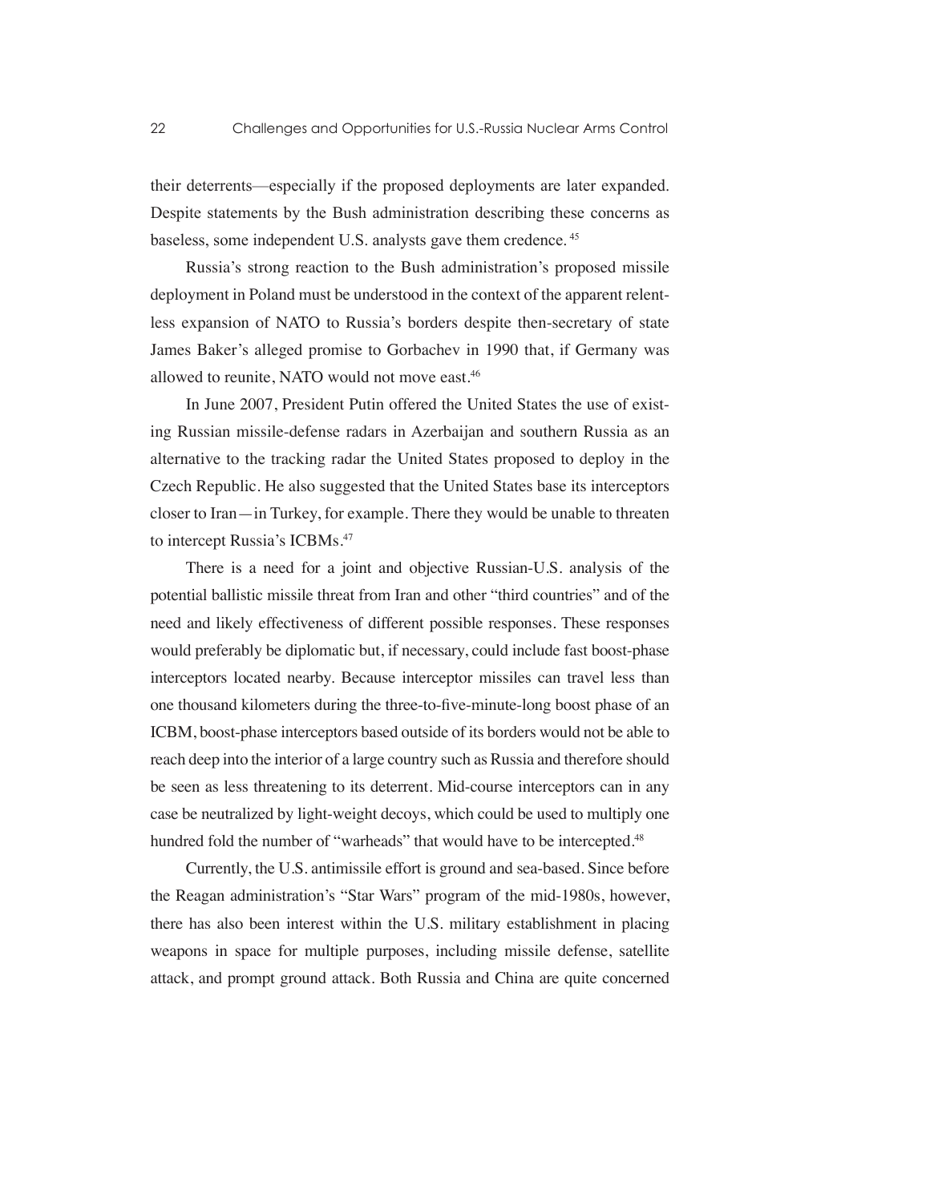their deterrents—especially if the proposed deployments are later expanded. Despite statements by the Bush administration describing these concerns as baseless, some independent U.S. analysts gave them credence. [45]

Russia's strong reaction to the Bush administration's proposed missile deployment in Poland must be understood in the context of the apparent relentless expansion of NATO to Russia's borders despite then-secretary of state James Baker's alleged promise to Gorbachev in 1990 that, if Germany was allowed to reunite, NATO would not move east.[46]

In June 2007, President Putin offered the United States the use of existing Russian missile-defense radars in Azerbaijan and southern Russia as an alternative to the tracking radar the United States proposed to deploy in the Czech Republic. He also suggested that the United States base its interceptors closer to Iran—in Turkey, for example. There they would be unable to threaten to intercept Russia's ICBMs.[47]

There is a need for a joint and objective Russian-U.S. analysis of the potential ballistic missile threat from Iran and other "third countries" and of the need and likely effectiveness of different possible responses. These responses would preferably be diplomatic but, if necessary, could include fast boost-phase interceptors located nearby. Because interceptor missiles can travel less than one thousand kilometers during the three-to-five-minute-long boost phase of an ICBM, boost-phase interceptors based outside of its borders would not be able to reach deep into the interior of a large country such as Russia and therefore should be seen as less threatening to its deterrent. Mid-course interceptors can in any case be neutralized by light-weight decoys, which could be used to multiply one hundred fold the number of "warheads" that would have to be intercepted.[48]

Currently, the U.S. antimissile effort is ground and sea-based. Since before the Reagan administration's "Star Wars" program of the mid-1980s, however, there has also been interest within the U.S. military establishment in placing weapons in space for multiple purposes, including missile defense, satellite attack, and prompt ground attack. Both Russia and China are quite concerned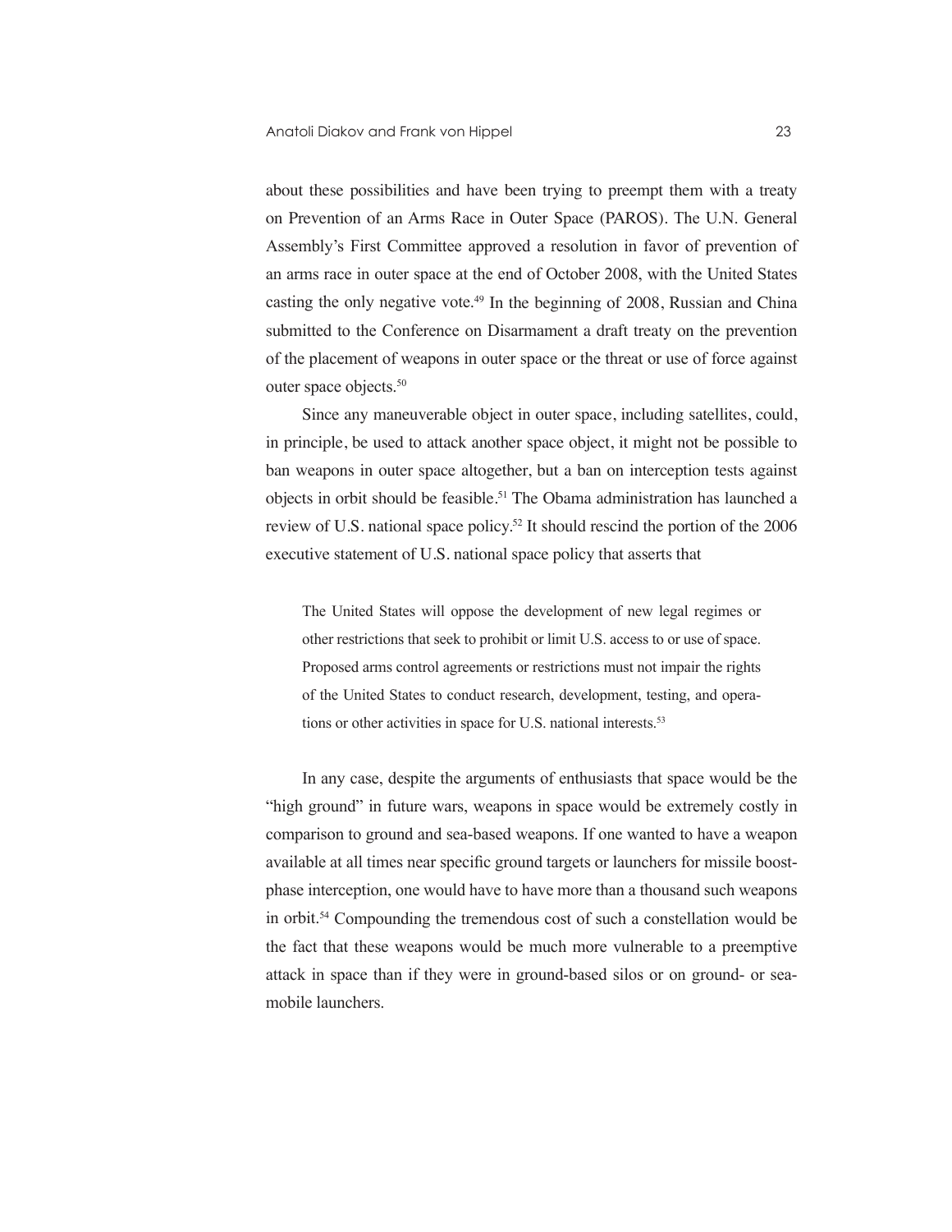about these possibilities and have been trying to preempt them with a treaty on Prevention of an Arms Race in Outer Space (PAROS). The U.N. General Assembly's First Committee approved a resolution in favor of prevention of an arms race in outer space at the end of October 2008, with the United States casting the only negative vote.[49] In the beginning of 2008, Russian and China submitted to the Conference on Disarmament a draft treaty on the prevention of the placement of weapons in outer space or the threat or use of force against outer space objects.[50]

Since any maneuverable object in outer space, including satellites, could, in principle, be used to attack another space object, it might not be possible to ban weapons in outer space altogether, but a ban on interception tests against objects in orbit should be feasible.[51] The Obama administration has launched a review of U.S. national space policy.[52] It should rescind the portion of the 2006 executive statement of U.S. national space policy that asserts that

> The United States will oppose the development of new legal regimes or other restrictions that seek to prohibit or limit U.S. access to or use of space. Proposed arms control agreements or restrictions must not impair the rights of the United States to conduct research, development, testing, and operations or other activities in space for U.S. national interests.[53]

In any case, despite the arguments of enthusiasts that space would be the "high ground" in future wars, weapons in space would be extremely costly in comparison to ground and sea-based weapons. If one wanted to have a weapon available at all times near specific ground targets or launchers for missile boost-phase interception, one would have to have more than a thousand such weapons in orbit.[54] Compounding the tremendous cost of such a constellation would be the fact that these weapons would be much more vulnerable to a preemptive attack in space than if they were in ground-based silos or on ground- or sea-mobile launchers.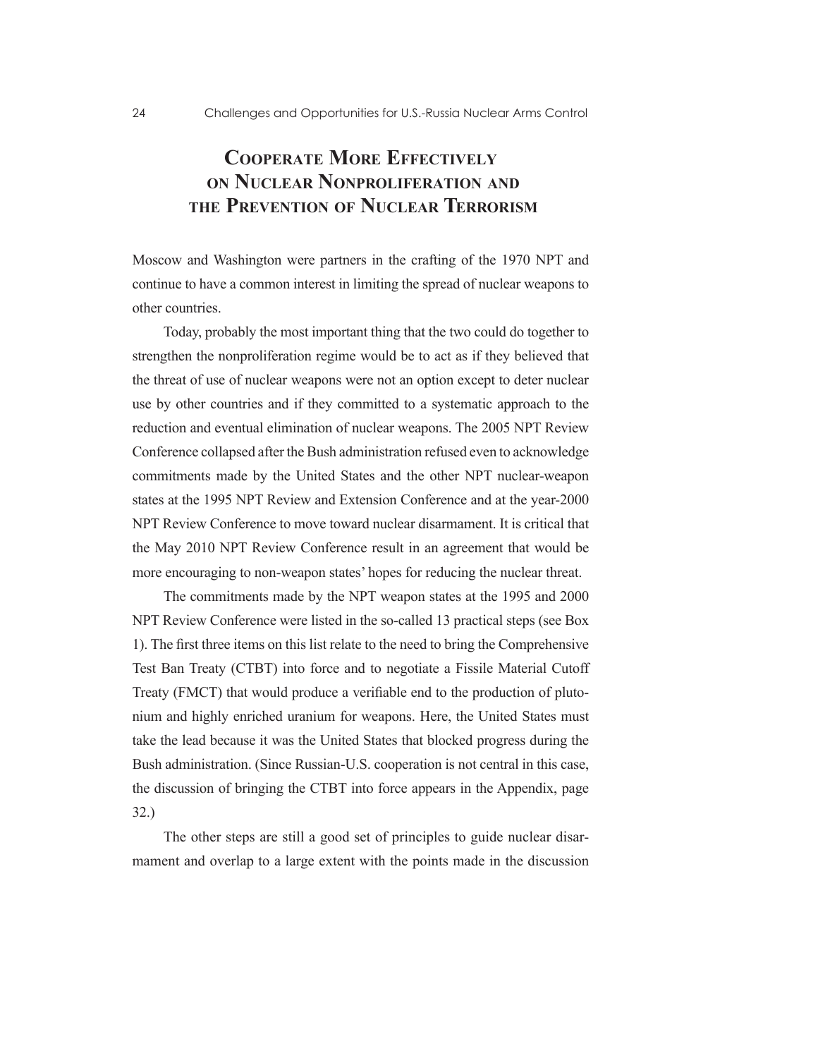## Cooperate More Effectively on Nuclear Nonproliferation and the Prevention of Nuclear Terrorism

Moscow and Washington were partners in the crafting of the 1970 NPT and continue to have a common interest in limiting the spread of nuclear weapons to other countries.

Today, probably the most important thing that the two could do together to strengthen the nonproliferation regime would be to act as if they believed that the threat of use of nuclear weapons were not an option except to deter nuclear use by other countries and if they committed to a systematic approach to the reduction and eventual elimination of nuclear weapons. The 2005 NPT Review Conference collapsed after the Bush administration refused even to acknowledge commitments made by the United States and the other NPT nuclear-weapon states at the 1995 NPT Review and Extension Conference and at the year-2000 NPT Review Conference to move toward nuclear disarmament. It is critical that the May 2010 NPT Review Conference result in an agreement that would be more encouraging to non-weapon states' hopes for reducing the nuclear threat.

The commitments made by the NPT weapon states at the 1995 and 2000 NPT Review Conference were listed in the so-called 13 practical steps (see Box 1). The first three items on this list relate to the need to bring the Comprehensive Test Ban Treaty (CTBT) into force and to negotiate a Fissile Material Cutoff Treaty (FMCT) that would produce a verifiable end to the production of plutonium and highly enriched uranium for weapons. Here, the United States must take the lead because it was the United States that blocked progress during the Bush administration. (Since Russian-U.S. cooperation is not central in this case, the discussion of bringing the CTBT into force appears in the Appendix, page 32.)

The other steps are still a good set of principles to guide nuclear disarmament and overlap to a large extent with the points made in the discussion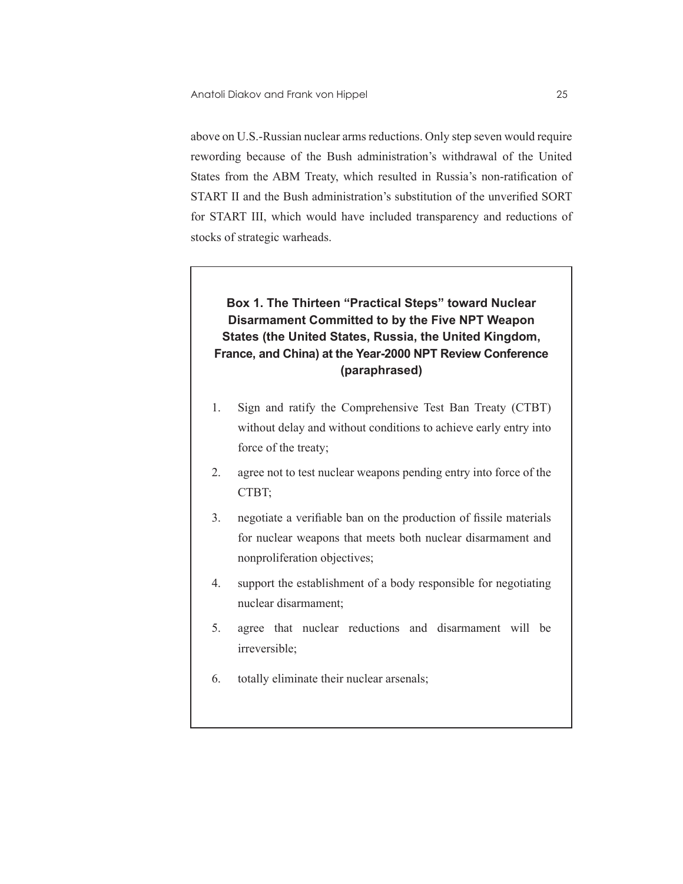above on U.S.-Russian nuclear arms reductions. Only step seven would require rewording because of the Bush administration's withdrawal of the United States from the ABM Treaty, which resulted in Russia's non-ratification of START II and the Bush administration's substitution of the unverified SORT for START III, which would have included transparency and reductions of stocks of strategic warheads.

**Box 1. The Thirteen "Practical Steps" toward Nuclear Disarmament Committed to by the Five NPT Weapon States (the United States, Russia, the United Kingdom, France, and China) at the Year-2000 NPT Review Conference (paraphrased)**

1. Sign and ratify the Comprehensive Test Ban Treaty (CTBT) without delay and without conditions to achieve early entry into force of the treaty;
2. agree not to test nuclear weapons pending entry into force of the CTBT;
3. negotiate a verifiable ban on the production of fissile materials for nuclear weapons that meets both nuclear disarmament and nonproliferation objectives;
4. support the establishment of a body responsible for negotiating nuclear disarmament;
5. agree that nuclear reductions and disarmament will be irreversible;
6. totally eliminate their nuclear arsenals;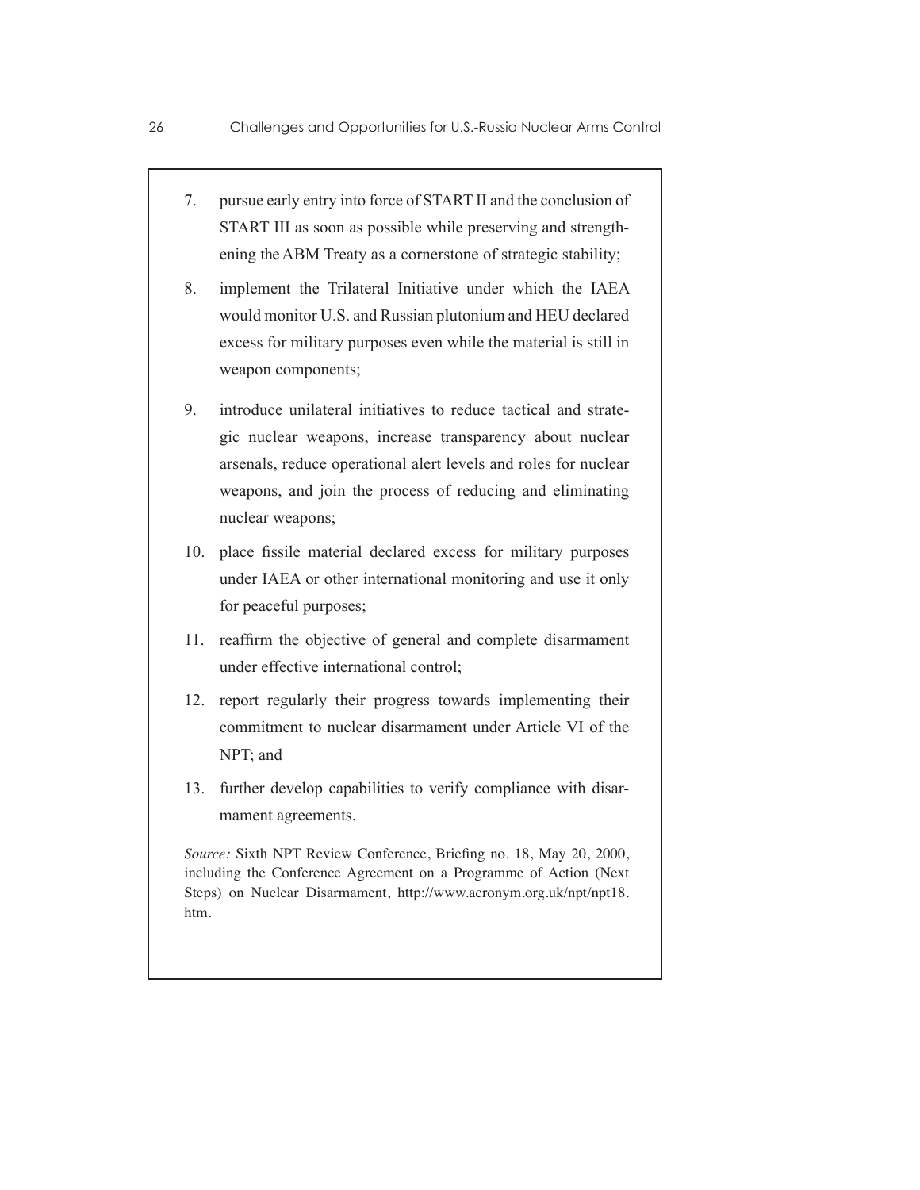7. pursue early entry into force of START II and the conclusion of START III as soon as possible while preserving and strengthening the ABM Treaty as a cornerstone of strategic stability;

8. implement the Trilateral Initiative under which the IAEA would monitor U.S. and Russian plutonium and HEU declared excess for military purposes even while the material is still in weapon components;

9. introduce unilateral initiatives to reduce tactical and strategic nuclear weapons, increase transparency about nuclear arsenals, reduce operational alert levels and roles for nuclear weapons, and join the process of reducing and eliminating nuclear weapons;

10. place fissile material declared excess for military purposes under IAEA or other international monitoring and use it only for peaceful purposes;

11. reaffirm the objective of general and complete disarmament under effective international control;

12. report regularly their progress towards implementing their commitment to nuclear disarmament under Article VI of the NPT; and

13. further develop capabilities to verify compliance with disarmament agreements.

*Source:* Sixth NPT Review Conference, Briefing no. 18, May 20, 2000, including the Conference Agreement on a Programme of Action (Next Steps) on Nuclear Disarmament, http://www.acronym.org.uk/npt/npt18.htm.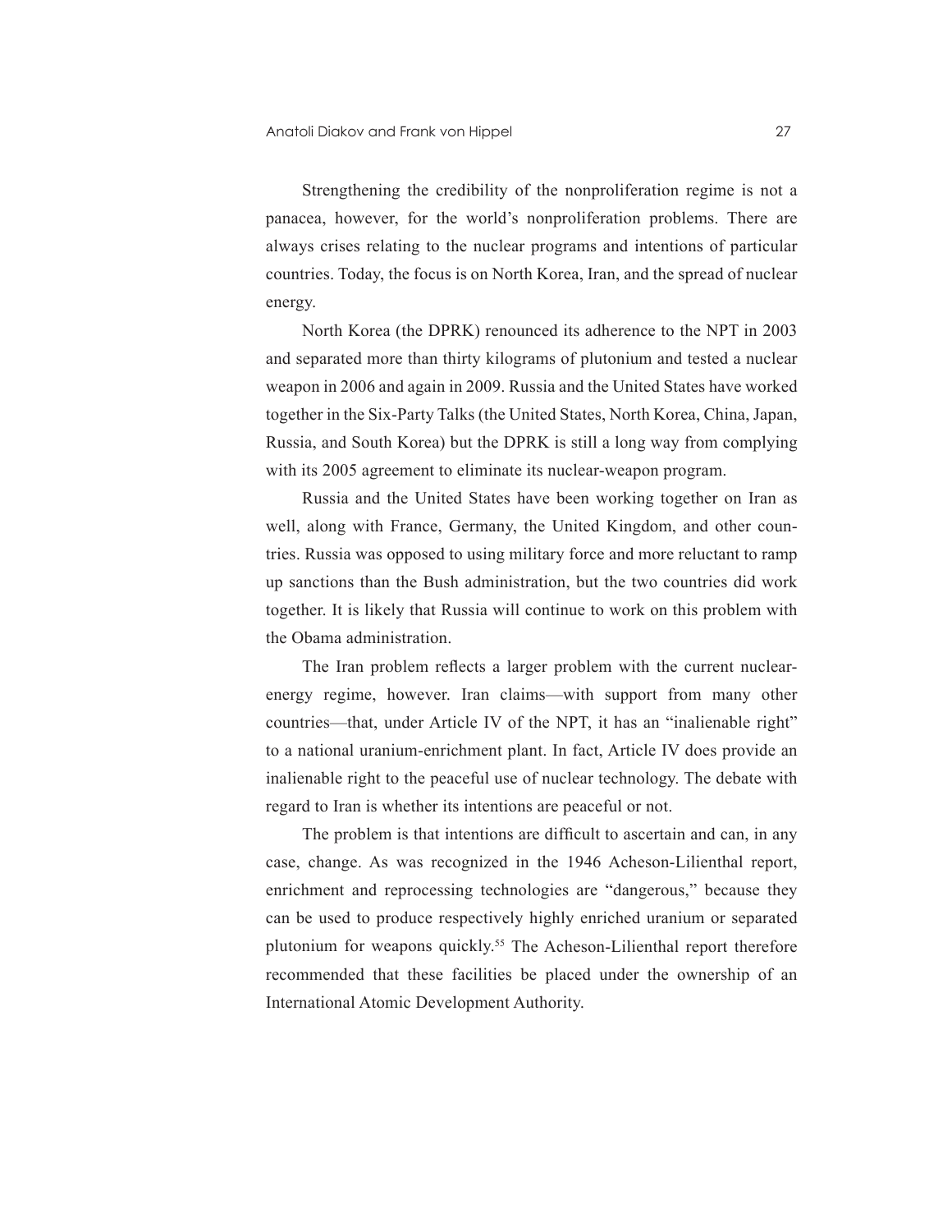Strengthening the credibility of the nonproliferation regime is not a panacea, however, for the world's nonproliferation problems. There are always crises relating to the nuclear programs and intentions of particular countries. Today, the focus is on North Korea, Iran, and the spread of nuclear energy.

North Korea (the DPRK) renounced its adherence to the NPT in 2003 and separated more than thirty kilograms of plutonium and tested a nuclear weapon in 2006 and again in 2009. Russia and the United States have worked together in the Six-Party Talks (the United States, North Korea, China, Japan, Russia, and South Korea) but the DPRK is still a long way from complying with its 2005 agreement to eliminate its nuclear-weapon program.

Russia and the United States have been working together on Iran as well, along with France, Germany, the United Kingdom, and other countries. Russia was opposed to using military force and more reluctant to ramp up sanctions than the Bush administration, but the two countries did work together. It is likely that Russia will continue to work on this problem with the Obama administration.

The Iran problem reflects a larger problem with the current nuclear-energy regime, however. Iran claims—with support from many other countries—that, under Article IV of the NPT, it has an "inalienable right" to a national uranium-enrichment plant. In fact, Article IV does provide an inalienable right to the peaceful use of nuclear technology. The debate with regard to Iran is whether its intentions are peaceful or not.

The problem is that intentions are difficult to ascertain and can, in any case, change. As was recognized in the 1946 Acheson-Lilienthal report, enrichment and reprocessing technologies are "dangerous," because they can be used to produce respectively highly enriched uranium or separated plutonium for weapons quickly.[55] The Acheson-Lilienthal report therefore recommended that these facilities be placed under the ownership of an International Atomic Development Authority.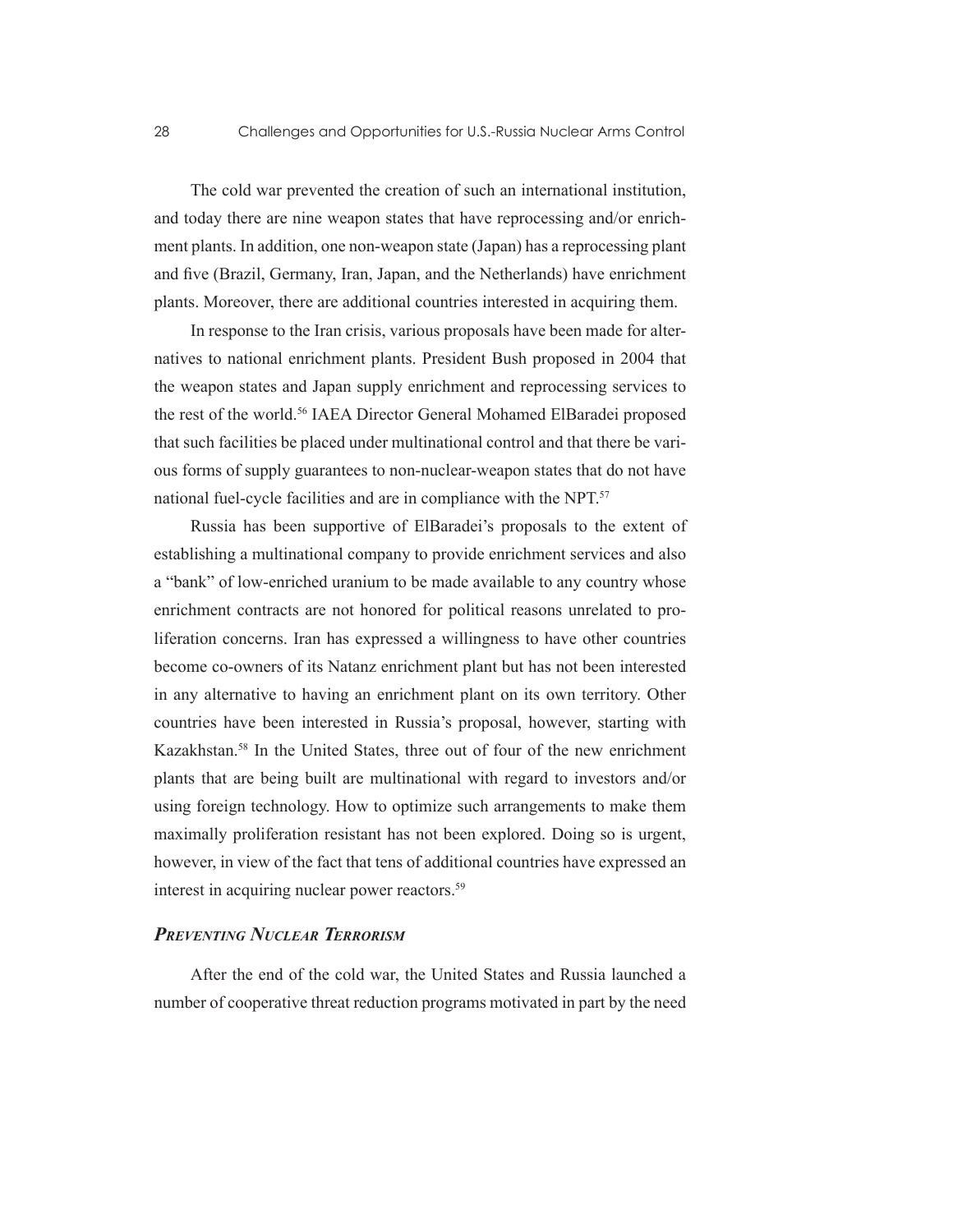The cold war prevented the creation of such an international institution, and today there are nine weapon states that have reprocessing and/or enrichment plants. In addition, one non-weapon state (Japan) has a reprocessing plant and five (Brazil, Germany, Iran, Japan, and the Netherlands) have enrichment plants. Moreover, there are additional countries interested in acquiring them.

In response to the Iran crisis, various proposals have been made for alternatives to national enrichment plants. President Bush proposed in 2004 that the weapon states and Japan supply enrichment and reprocessing services to the rest of the world.[56] IAEA Director General Mohamed ElBaradei proposed that such facilities be placed under multinational control and that there be various forms of supply guarantees to non-nuclear-weapon states that do not have national fuel-cycle facilities and are in compliance with the NPT.[57]

Russia has been supportive of ElBaradei's proposals to the extent of establishing a multinational company to provide enrichment services and also a "bank" of low-enriched uranium to be made available to any country whose enrichment contracts are not honored for political reasons unrelated to proliferation concerns. Iran has expressed a willingness to have other countries become co-owners of its Natanz enrichment plant but has not been interested in any alternative to having an enrichment plant on its own territory. Other countries have been interested in Russia's proposal, however, starting with Kazakhstan.[58] In the United States, three out of four of the new enrichment plants that are being built are multinational with regard to investors and/or using foreign technology. How to optimize such arrangements to make them maximally proliferation resistant has not been explored. Doing so is urgent, however, in view of the fact that tens of additional countries have expressed an interest in acquiring nuclear power reactors.[59]

### *Preventing Nuclear Terrorism*

After the end of the cold war, the United States and Russia launched a number of cooperative threat reduction programs motivated in part by the need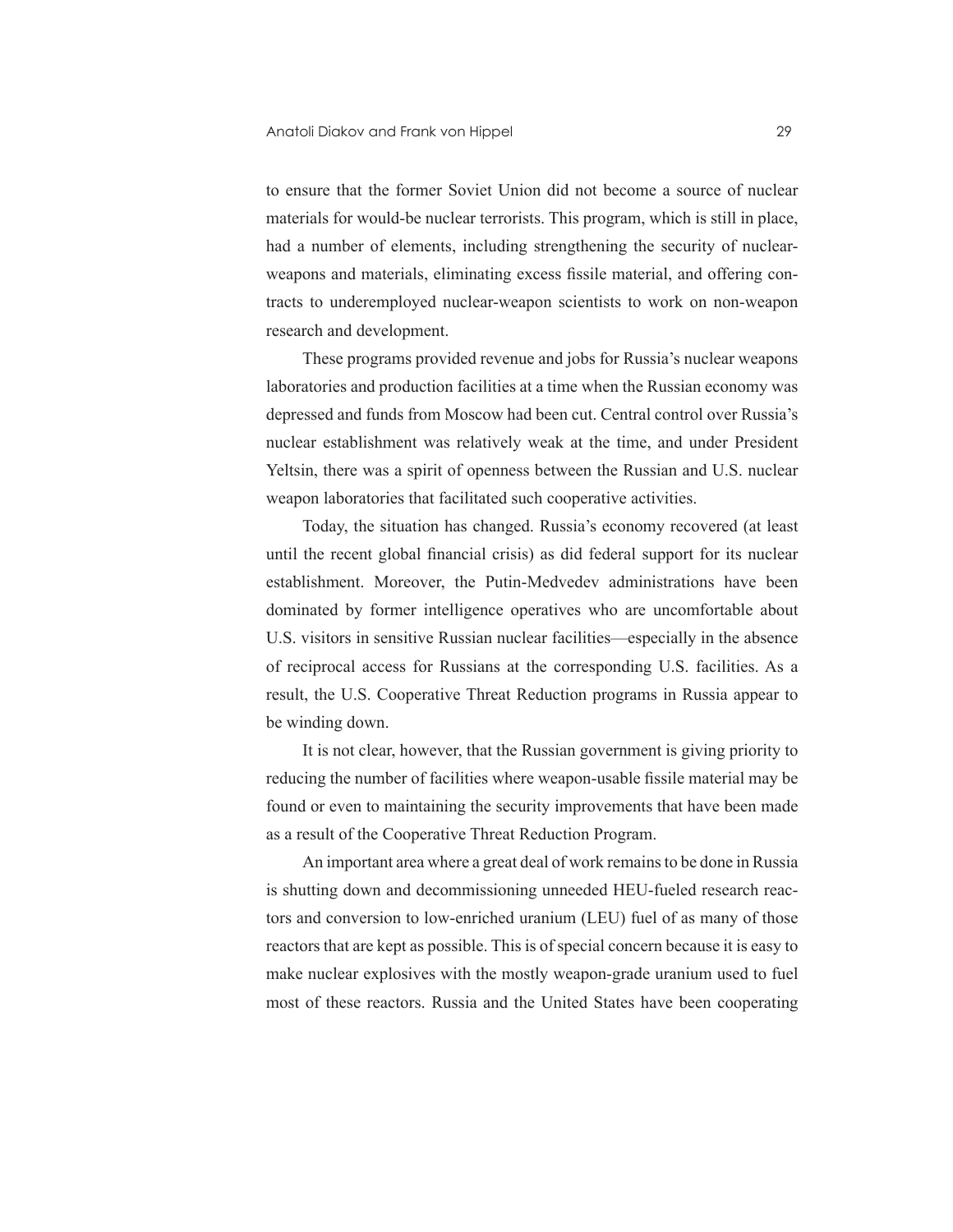to ensure that the former Soviet Union did not become a source of nuclear materials for would-be nuclear terrorists. This program, which is still in place, had a number of elements, including strengthening the security of nuclear-weapons and materials, eliminating excess fissile material, and offering contracts to underemployed nuclear-weapon scientists to work on non-weapon research and development.

These programs provided revenue and jobs for Russia's nuclear weapons laboratories and production facilities at a time when the Russian economy was depressed and funds from Moscow had been cut. Central control over Russia's nuclear establishment was relatively weak at the time, and under President Yeltsin, there was a spirit of openness between the Russian and U.S. nuclear weapon laboratories that facilitated such cooperative activities.

Today, the situation has changed. Russia's economy recovered (at least until the recent global financial crisis) as did federal support for its nuclear establishment. Moreover, the Putin-Medvedev administrations have been dominated by former intelligence operatives who are uncomfortable about U.S. visitors in sensitive Russian nuclear facilities—especially in the absence of reciprocal access for Russians at the corresponding U.S. facilities. As a result, the U.S. Cooperative Threat Reduction programs in Russia appear to be winding down.

It is not clear, however, that the Russian government is giving priority to reducing the number of facilities where weapon-usable fissile material may be found or even to maintaining the security improvements that have been made as a result of the Cooperative Threat Reduction Program.

An important area where a great deal of work remains to be done in Russia is shutting down and decommissioning unneeded HEU-fueled research reactors and conversion to low-enriched uranium (LEU) fuel of as many of those reactors that are kept as possible. This is of special concern because it is easy to make nuclear explosives with the mostly weapon-grade uranium used to fuel most of these reactors. Russia and the United States have been cooperating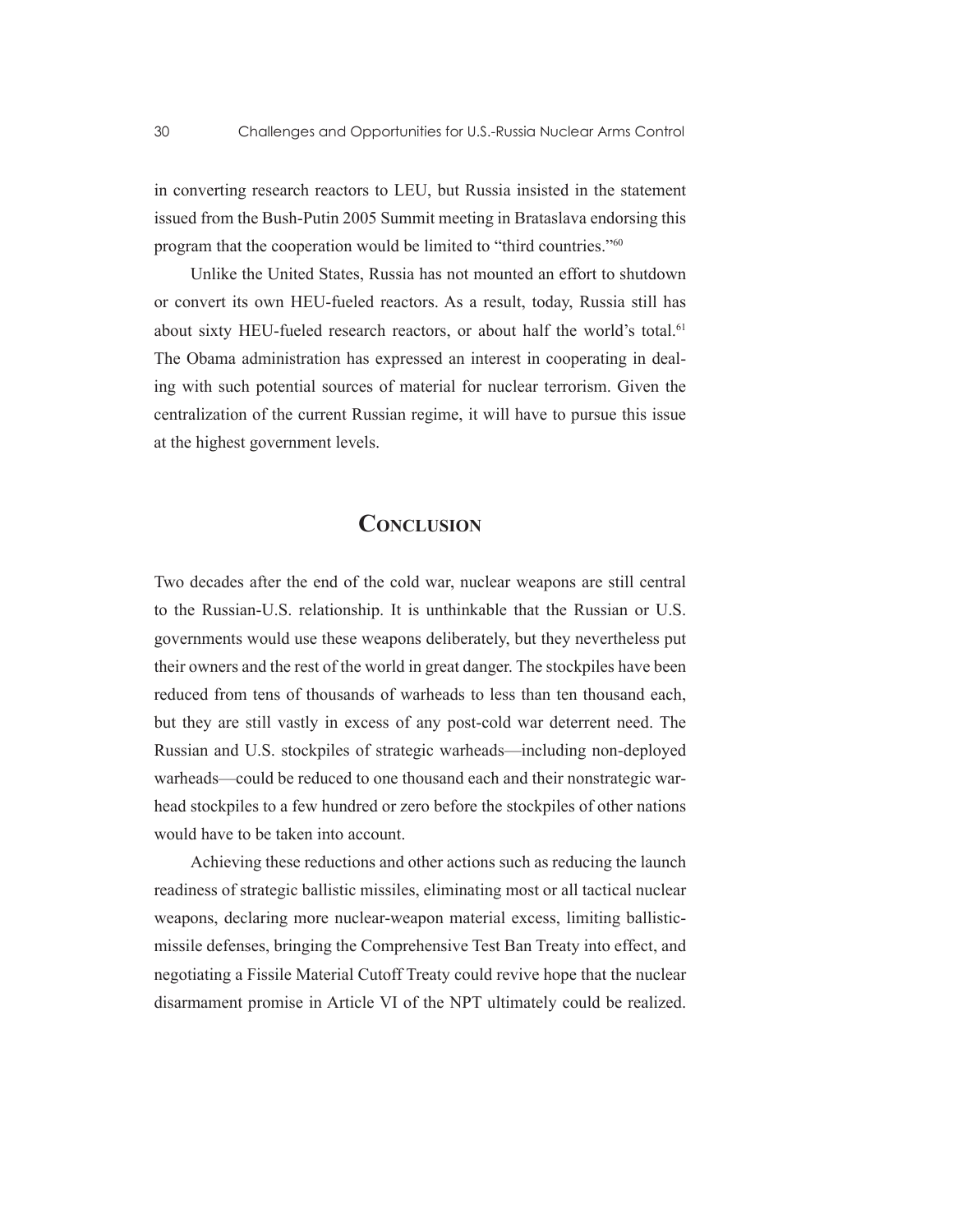in converting research reactors to LEU, but Russia insisted in the statement issued from the Bush-Putin 2005 Summit meeting in Brataslava endorsing this program that the cooperation would be limited to "third countries."[60]

Unlike the United States, Russia has not mounted an effort to shutdown or convert its own HEU-fueled reactors. As a result, today, Russia still has about sixty HEU-fueled research reactors, or about half the world's total.[61] The Obama administration has expressed an interest in cooperating in dealing with such potential sources of material for nuclear terrorism. Given the centralization of the current Russian regime, it will have to pursue this issue at the highest government levels.

## Conclusion

Two decades after the end of the cold war, nuclear weapons are still central to the Russian-U.S. relationship. It is unthinkable that the Russian or U.S. governments would use these weapons deliberately, but they nevertheless put their owners and the rest of the world in great danger. The stockpiles have been reduced from tens of thousands of warheads to less than ten thousand each, but they are still vastly in excess of any post-cold war deterrent need. The Russian and U.S. stockpiles of strategic warheads—including non-deployed warheads—could be reduced to one thousand each and their nonstrategic warhead stockpiles to a few hundred or zero before the stockpiles of other nations would have to be taken into account.

Achieving these reductions and other actions such as reducing the launch readiness of strategic ballistic missiles, eliminating most or all tactical nuclear weapons, declaring more nuclear-weapon material excess, limiting ballistic-missile defenses, bringing the Comprehensive Test Ban Treaty into effect, and negotiating a Fissile Material Cutoff Treaty could revive hope that the nuclear disarmament promise in Article VI of the NPT ultimately could be realized.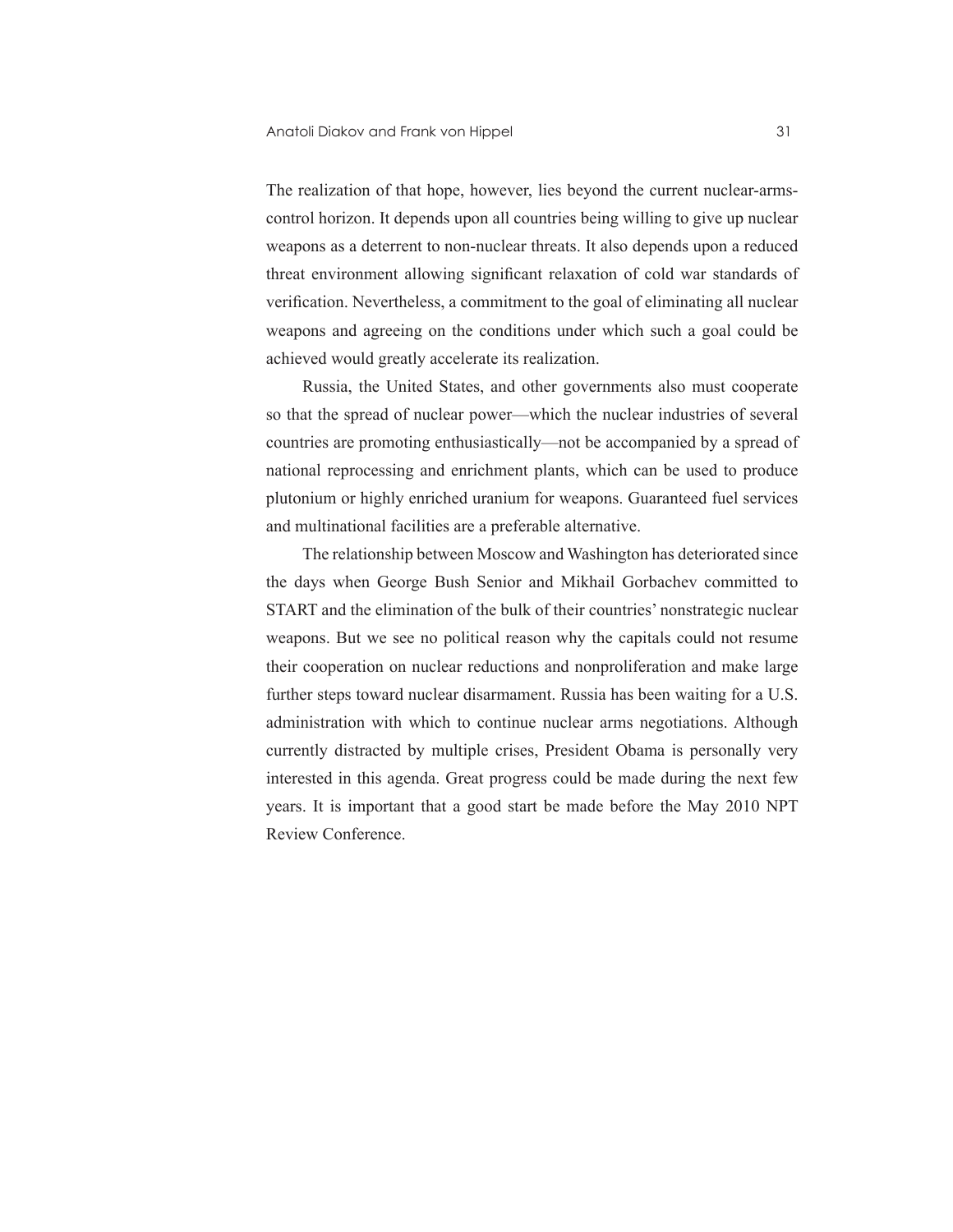The realization of that hope, however, lies beyond the current nuclear-arms-control horizon. It depends upon all countries being willing to give up nuclear weapons as a deterrent to non-nuclear threats. It also depends upon a reduced threat environment allowing significant relaxation of cold war standards of verification. Nevertheless, a commitment to the goal of eliminating all nuclear weapons and agreeing on the conditions under which such a goal could be achieved would greatly accelerate its realization.

Russia, the United States, and other governments also must cooperate so that the spread of nuclear power—which the nuclear industries of several countries are promoting enthusiastically—not be accompanied by a spread of national reprocessing and enrichment plants, which can be used to produce plutonium or highly enriched uranium for weapons. Guaranteed fuel services and multinational facilities are a preferable alternative.

The relationship between Moscow and Washington has deteriorated since the days when George Bush Senior and Mikhail Gorbachev committed to START and the elimination of the bulk of their countries' nonstrategic nuclear weapons. But we see no political reason why the capitals could not resume their cooperation on nuclear reductions and nonproliferation and make large further steps toward nuclear disarmament. Russia has been waiting for a U.S. administration with which to continue nuclear arms negotiations. Although currently distracted by multiple crises, President Obama is personally very interested in this agenda. Great progress could be made during the next few years. It is important that a good start be made before the May 2010 NPT Review Conference.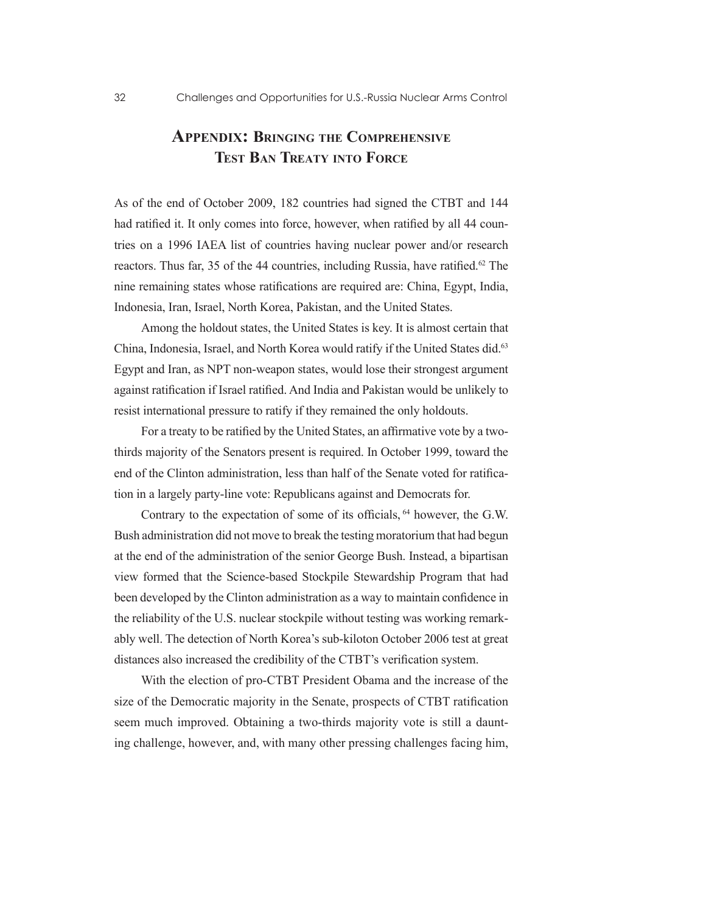## Appendix: Bringing the Comprehensive Test Ban Treaty into Force

As of the end of October 2009, 182 countries had signed the CTBT and 144 had ratified it. It only comes into force, however, when ratified by all 44 countries on a 1996 IAEA list of countries having nuclear power and/or research reactors. Thus far, 35 of the 44 countries, including Russia, have ratified.[62] The nine remaining states whose ratifications are required are: China, Egypt, India, Indonesia, Iran, Israel, North Korea, Pakistan, and the United States.

Among the holdout states, the United States is key. It is almost certain that China, Indonesia, Israel, and North Korea would ratify if the United States did.[63] Egypt and Iran, as NPT non-weapon states, would lose their strongest argument against ratification if Israel ratified. And India and Pakistan would be unlikely to resist international pressure to ratify if they remained the only holdouts.

For a treaty to be ratified by the United States, an affirmative vote by a two-thirds majority of the Senators present is required. In October 1999, toward the end of the Clinton administration, less than half of the Senate voted for ratification in a largely party-line vote: Republicans against and Democrats for.

Contrary to the expectation of some of its officials, [64] however, the G.W. Bush administration did not move to break the testing moratorium that had begun at the end of the administration of the senior George Bush. Instead, a bipartisan view formed that the Science-based Stockpile Stewardship Program that had been developed by the Clinton administration as a way to maintain confidence in the reliability of the U.S. nuclear stockpile without testing was working remarkably well. The detection of North Korea's sub-kiloton October 2006 test at great distances also increased the credibility of the CTBT's verification system.

With the election of pro-CTBT President Obama and the increase of the size of the Democratic majority in the Senate, prospects of CTBT ratification seem much improved. Obtaining a two-thirds majority vote is still a daunting challenge, however, and, with many other pressing challenges facing him,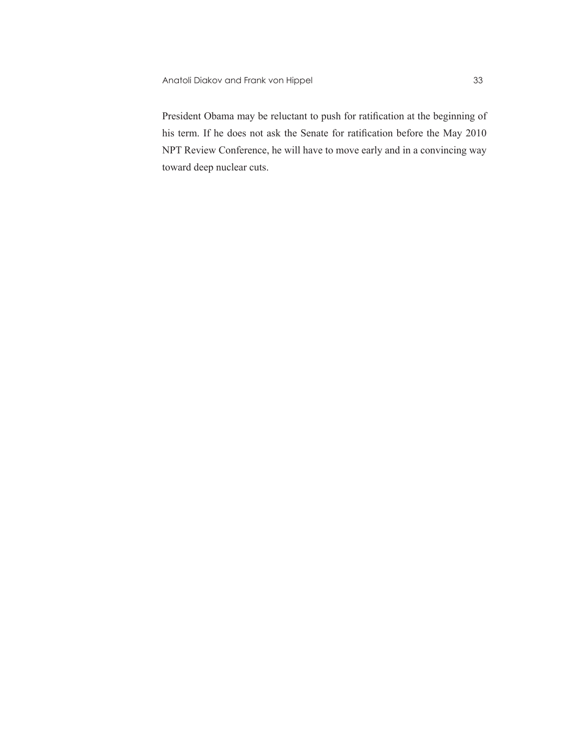President Obama may be reluctant to push for ratification at the beginning of his term. If he does not ask the Senate for ratification before the May 2010 NPT Review Conference, he will have to move early and in a convincing way toward deep nuclear cuts.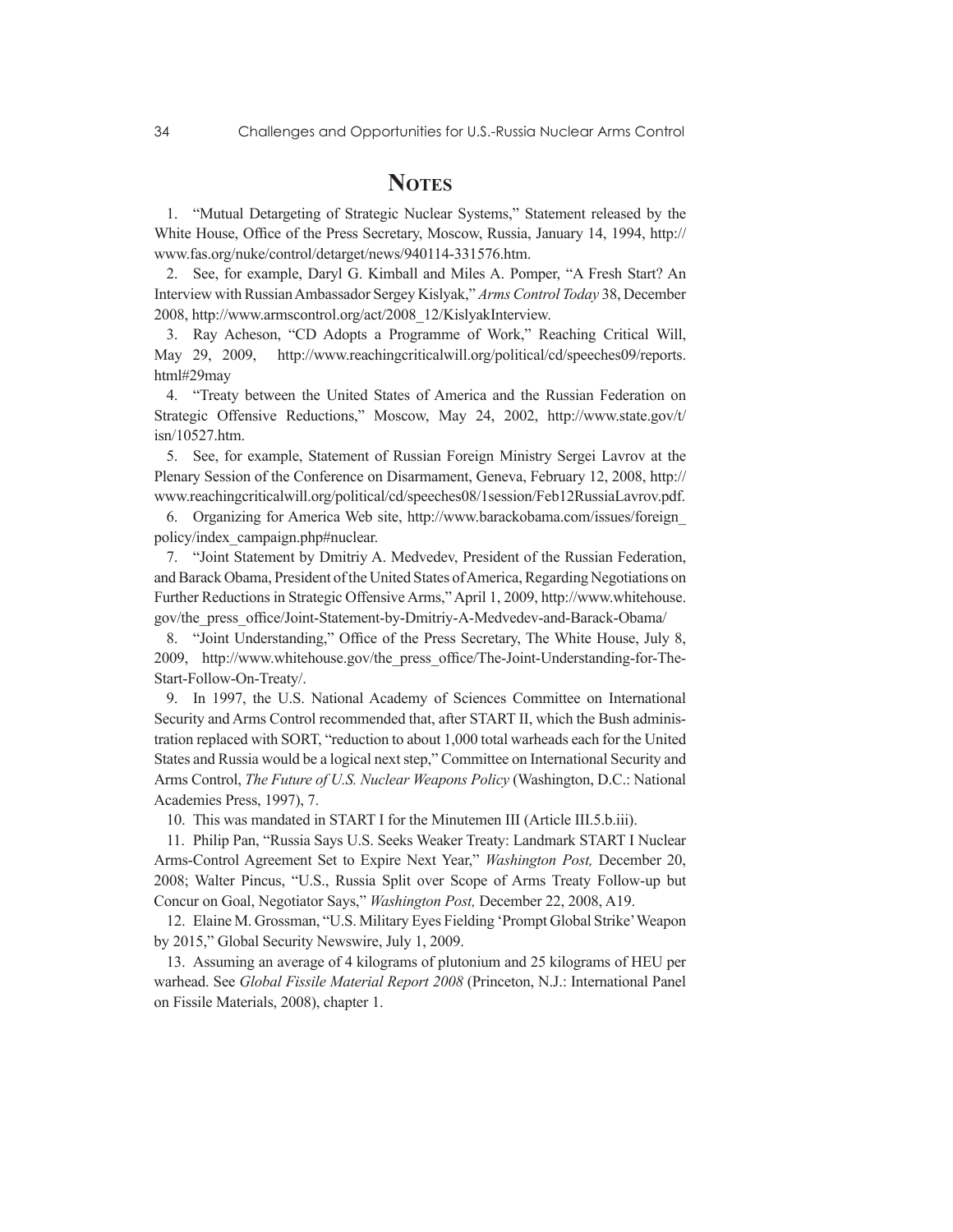## Notes

1. "Mutual Detargeting of Strategic Nuclear Systems," Statement released by the White House, Office of the Press Secretary, Moscow, Russia, January 14, 1994, http://www.fas.org/nuke/control/detarget/news/940114-331576.htm.

2. See, for example, Daryl G. Kimball and Miles A. Pomper, "A Fresh Start? An Interview with Russian Ambassador Sergey Kislyak," *Arms Control Today* 38, December 2008, http://www.armscontrol.org/act/2008_12/KislyakInterview.

3. Ray Acheson, "CD Adopts a Programme of Work," Reaching Critical Will, May 29, 2009, http://www.reachingcriticalwill.org/political/cd/speeches09/reports.html#29may

4. "Treaty between the United States of America and the Russian Federation on Strategic Offensive Reductions," Moscow, May 24, 2002, http://www.state.gov/t/isn/10527.htm.

5. See, for example, Statement of Russian Foreign Ministry Sergei Lavrov at the Plenary Session of the Conference on Disarmament, Geneva, February 12, 2008, http://www.reachingcriticalwill.org/political/cd/speeches08/1session/Feb12RussiaLavrov.pdf.

6. Organizing for America Web site, http://www.barackobama.com/issues/foreign_policy/index_campaign.php#nuclear.

7. "Joint Statement by Dmitriy A. Medvedev, President of the Russian Federation, and Barack Obama, President of the United States of America, Regarding Negotiations on Further Reductions in Strategic Offensive Arms," April 1, 2009, http://www.whitehouse.gov/the_press_office/Joint-Statement-by-Dmitriy-A-Medvedev-and-Barack-Obama/

8. "Joint Understanding," Office of the Press Secretary, The White House, July 8, 2009, http://www.whitehouse.gov/the_press_office/The-Joint-Understanding-for-The-Start-Follow-On-Treaty/.

9. In 1997, the U.S. National Academy of Sciences Committee on International Security and Arms Control recommended that, after START II, which the Bush administration replaced with SORT, "reduction to about 1,000 total warheads each for the United States and Russia would be a logical next step," Committee on International Security and Arms Control, *The Future of U.S. Nuclear Weapons Policy* (Washington, D.C.: National Academies Press, 1997), 7.

10. This was mandated in START I for the Minutemen III (Article III.5.b.iii).

11. Philip Pan, "Russia Says U.S. Seeks Weaker Treaty: Landmark START I Nuclear Arms-Control Agreement Set to Expire Next Year," *Washington Post,* December 20, 2008; Walter Pincus, "U.S., Russia Split over Scope of Arms Treaty Follow-up but Concur on Goal, Negotiator Says," *Washington Post,* December 22, 2008, A19.

12. Elaine M. Grossman, "U.S. Military Eyes Fielding 'Prompt Global Strike' Weapon by 2015," Global Security Newswire, July 1, 2009.

13. Assuming an average of 4 kilograms of plutonium and 25 kilograms of HEU per warhead. See *Global Fissile Material Report 2008* (Princeton, N.J.: International Panel on Fissile Materials, 2008), chapter 1.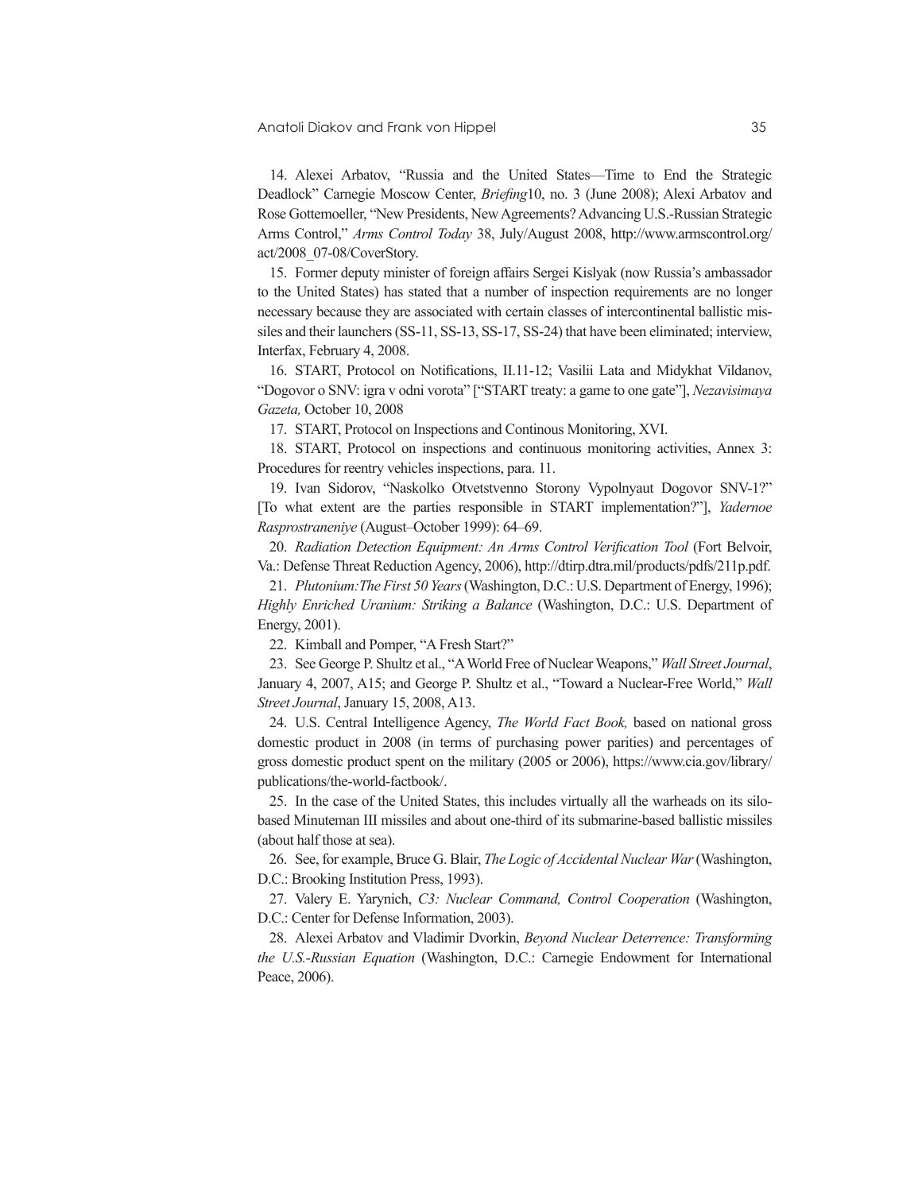14. Alexei Arbatov, "Russia and the United States—Time to End the Strategic Deadlock" Carnegie Moscow Center, *Briefing*10, no. 3 (June 2008); Alexi Arbatov and Rose Gottemoeller, "New Presidents, New Agreements? Advancing U.S.-Russian Strategic Arms Control," *Arms Control Today* 38, July/August 2008, http://www.armscontrol.org/act/2008_07-08/CoverStory.

15. Former deputy minister of foreign affairs Sergei Kislyak (now Russia's ambassador to the United States) has stated that a number of inspection requirements are no longer necessary because they are associated with certain classes of intercontinental ballistic missiles and their launchers (SS-11, SS-13, SS-17, SS-24) that have been eliminated; interview, Interfax, February 4, 2008.

16. START, Protocol on Notifications, II.11-12; Vasilii Lata and Midykhat Vildanov, "Dogovor o SNV: igra v odni vorota" ["START treaty: a game to one gate"], *Nezavisimaya Gazeta,* October 10, 2008

17. START, Protocol on Inspections and Continous Monitoring, XVI.

18. START, Protocol on inspections and continuous monitoring activities, Annex 3: Procedures for reentry vehicles inspections, para. 11.

19. Ivan Sidorov, "Naskolko Otvetstvenno Storony Vypolnyaut Dogovor SNV-1?" [To what extent are the parties responsible in START implementation?"], *Yadernoe Rasprostraneniye* (August–October 1999): 64–69.

20. *Radiation Detection Equipment: An Arms Control Verification Tool* (Fort Belvoir, Va.: Defense Threat Reduction Agency, 2006), http://dtirp.dtra.mil/products/pdfs/211p.pdf.

21. *Plutonium:The First 50 Years* (Washington, D.C.: U.S. Department of Energy, 1996); *Highly Enriched Uranium: Striking a Balance* (Washington, D.C.: U.S. Department of Energy, 2001).

22. Kimball and Pomper, "A Fresh Start?"

23. See George P. Shultz et al., "A World Free of Nuclear Weapons," *Wall Street Journal*, January 4, 2007, A15; and George P. Shultz et al., "Toward a Nuclear-Free World," *Wall Street Journal*, January 15, 2008, A13.

24. U.S. Central Intelligence Agency, *The World Fact Book,* based on national gross domestic product in 2008 (in terms of purchasing power parities) and percentages of gross domestic product spent on the military (2005 or 2006), https://www.cia.gov/library/publications/the-world-factbook/.

25. In the case of the United States, this includes virtually all the warheads on its silo-based Minuteman III missiles and about one-third of its submarine-based ballistic missiles (about half those at sea).

26. See, for example, Bruce G. Blair, *The Logic of Accidental Nuclear War* (Washington, D.C.: Brooking Institution Press, 1993).

27. Valery E. Yarynich, *C3: Nuclear Command, Control Cooperation* (Washington, D.C.: Center for Defense Information, 2003).

28. Alexei Arbatov and Vladimir Dvorkin, *Beyond Nuclear Deterrence: Transforming the U.S.-Russian Equation* (Washington, D.C.: Carnegie Endowment for International Peace, 2006).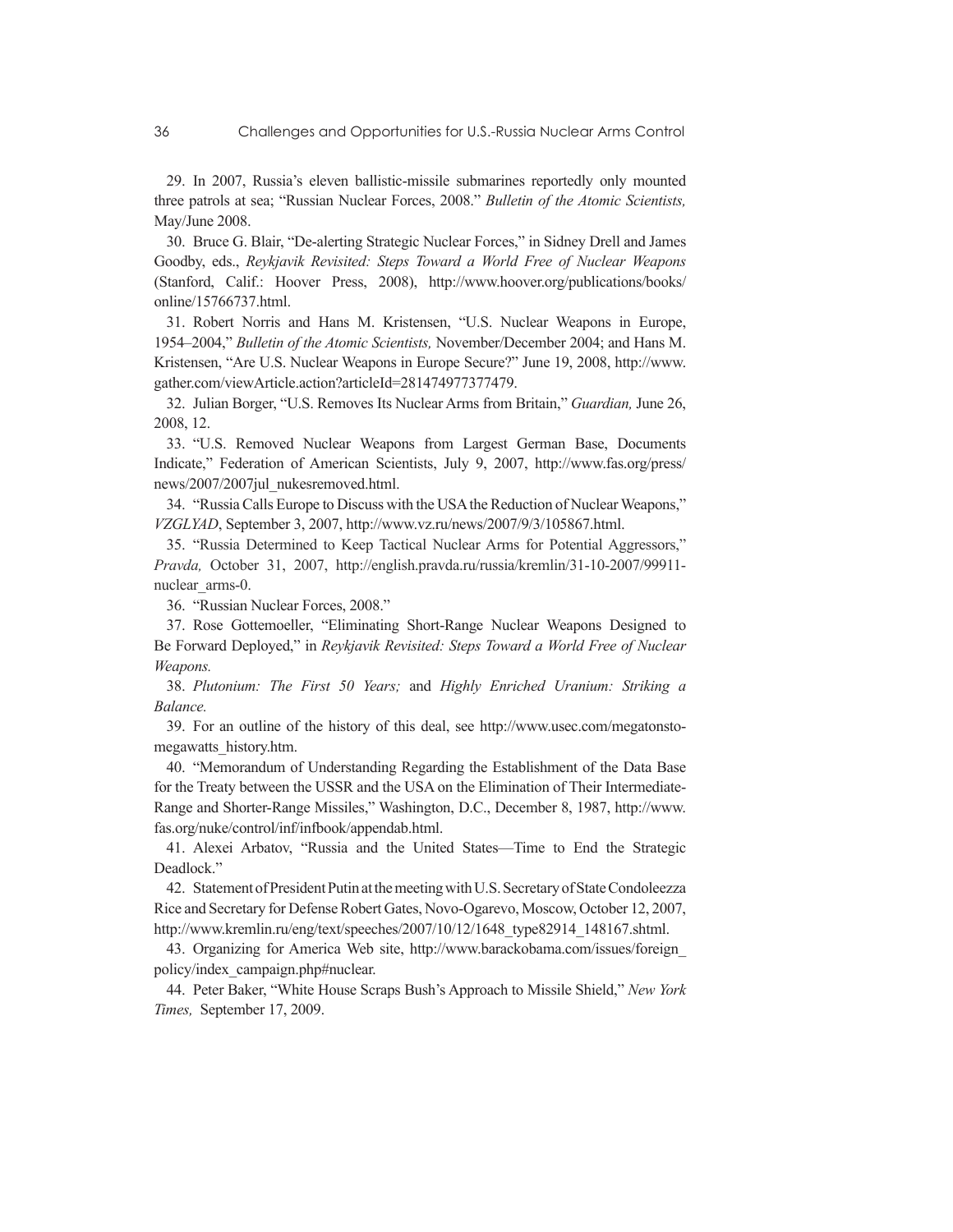29. In 2007, Russia's eleven ballistic-missile submarines reportedly only mounted three patrols at sea; "Russian Nuclear Forces, 2008." *Bulletin of the Atomic Scientists,* May/June 2008.

30. Bruce G. Blair, "De-alerting Strategic Nuclear Forces," in Sidney Drell and James Goodby, eds., *Reykjavik Revisited: Steps Toward a World Free of Nuclear Weapons* (Stanford, Calif.: Hoover Press, 2008), http://www.hoover.org/publications/books/online/15766737.html.

31. Robert Norris and Hans M. Kristensen, "U.S. Nuclear Weapons in Europe, 1954–2004," *Bulletin of the Atomic Scientists,* November/December 2004; and Hans M. Kristensen, "Are U.S. Nuclear Weapons in Europe Secure?" June 19, 2008, http://www.gather.com/viewArticle.action?articleId=281474977377479.

32. Julian Borger, "U.S. Removes Its Nuclear Arms from Britain," *Guardian,* June 26, 2008, 12.

33. "U.S. Removed Nuclear Weapons from Largest German Base, Documents Indicate," Federation of American Scientists, July 9, 2007, http://www.fas.org/press/news/2007/2007jul_nukesremoved.html.

34. "Russia Calls Europe to Discuss with the USA the Reduction of Nuclear Weapons," *VZGLYAD*, September 3, 2007, http://www.vz.ru/news/2007/9/3/105867.html.

35. "Russia Determined to Keep Tactical Nuclear Arms for Potential Aggressors," *Pravda,* October 31, 2007, http://english.pravda.ru/russia/kremlin/31-10-2007/99911-nuclear_arms-0.

36. "Russian Nuclear Forces, 2008."

37. Rose Gottemoeller, "Eliminating Short-Range Nuclear Weapons Designed to Be Forward Deployed," in *Reykjavik Revisited: Steps Toward a World Free of Nuclear Weapons.*

38. *Plutonium: The First 50 Years;* and *Highly Enriched Uranium: Striking a Balance.*

39. For an outline of the history of this deal, see http://www.usec.com/megatonstomegawatts_history.htm.

40. "Memorandum of Understanding Regarding the Establishment of the Data Base for the Treaty between the USSR and the USA on the Elimination of Their Intermediate-Range and Shorter-Range Missiles," Washington, D.C., December 8, 1987, http://www.fas.org/nuke/control/inf/infbook/appendab.html.

41. Alexei Arbatov, "Russia and the United States—Time to End the Strategic Deadlock."

42. Statement of President Putin at the meeting with U.S. Secretary of State Condoleezza Rice and Secretary for Defense Robert Gates, Novo-Ogarevo, Moscow, October 12, 2007, http://www.kremlin.ru/eng/text/speeches/2007/10/12/1648_type82914_148167.shtml.

43. Organizing for America Web site, http://www.barackobama.com/issues/foreign_policy/index_campaign.php#nuclear.

44. Peter Baker, "White House Scraps Bush's Approach to Missile Shield," *New York Times,* September 17, 2009.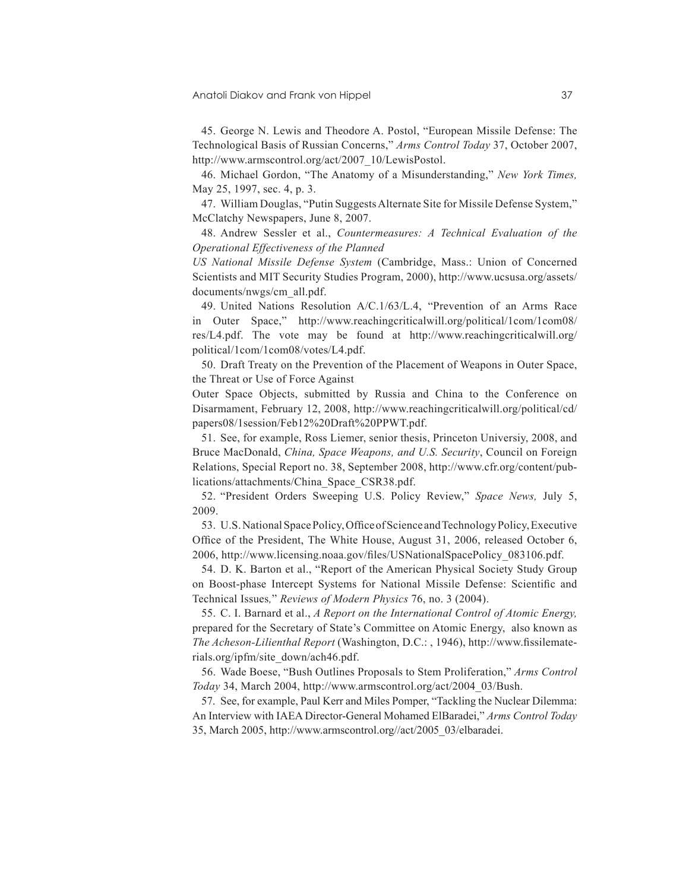45. George N. Lewis and Theodore A. Postol, "European Missile Defense: The Technological Basis of Russian Concerns," *Arms Control Today* 37, October 2007, http://www.armscontrol.org/act/2007_10/LewisPostol.

46. Michael Gordon, "The Anatomy of a Misunderstanding," *New York Times,* May 25, 1997, sec. 4, p. 3.

47. William Douglas, "Putin Suggests Alternate Site for Missile Defense System," McClatchy Newspapers, June 8, 2007.

48. Andrew Sessler et al., *Countermeasures: A Technical Evaluation of the Operational Effectiveness of the Planned US National Missile Defense System* (Cambridge, Mass.: Union of Concerned Scientists and MIT Security Studies Program, 2000), http://www.ucsusa.org/assets/documents/nwgs/cm_all.pdf.

49. United Nations Resolution A/C.1/63/L.4, "Prevention of an Arms Race in Outer Space," http://www.reachingcriticalwill.org/political/1com/1com08/res/L4.pdf. The vote may be found at http://www.reachingcriticalwill.org/political/1com/1com08/votes/L4.pdf.

50. Draft Treaty on the Prevention of the Placement of Weapons in Outer Space, the Threat or Use of Force Against Outer Space Objects, submitted by Russia and China to the Conference on Disarmament, February 12, 2008, http://www.reachingcriticalwill.org/political/cd/papers08/1session/Feb12%20Draft%20PPWT.pdf.

51. See, for example, Ross Liemer, senior thesis, Princeton Universiy, 2008, and Bruce MacDonald, *China, Space Weapons, and U.S. Security*, Council on Foreign Relations, Special Report no. 38, September 2008, http://www.cfr.org/content/publications/attachments/China_Space_CSR38.pdf.

52. "President Orders Sweeping U.S. Policy Review," *Space News,* July 5, 2009.

53. U.S. National Space Policy, Office of Science and Technology Policy, Executive Office of the President, The White House, August 31, 2006, released October 6, 2006, http://www.licensing.noaa.gov/files/USNationalSpacePolicy_083106.pdf.

54. D. K. Barton et al., "Report of the American Physical Society Study Group on Boost-phase Intercept Systems for National Missile Defense: Scientific and Technical Issues*,*" *Reviews of Modern Physics* 76, no. 3 (2004).

55. C. I. Barnard et al., *A Report on the International Control of Atomic Energy,* prepared for the Secretary of State's Committee on Atomic Energy, also known as *The Acheson-Lilienthal Report* (Washington, D.C.: , 1946), http://www.fissilematerials.org/ipfm/site_down/ach46.pdf.

56. Wade Boese, "Bush Outlines Proposals to Stem Proliferation," *Arms Control Today* 34, March 2004, http://www.armscontrol.org/act/2004_03/Bush.

57. See, for example, Paul Kerr and Miles Pomper, "Tackling the Nuclear Dilemma: An Interview with IAEA Director-General Mohamed ElBaradei," *Arms Control Today* 35, March 2005, http://www.armscontrol.org//act/2005_03/elbaradei.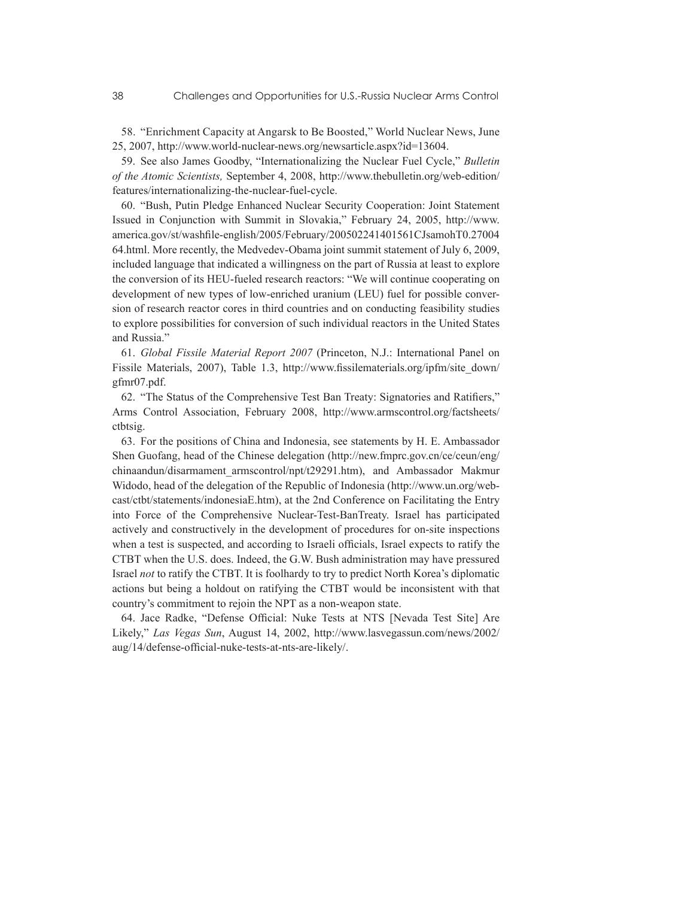58. "Enrichment Capacity at Angarsk to Be Boosted," World Nuclear News, June 25, 2007, http://www.world-nuclear-news.org/newsarticle.aspx?id=13604.

59. See also James Goodby, "Internationalizing the Nuclear Fuel Cycle," *Bulletin of the Atomic Scientists,* September 4, 2008, http://www.thebulletin.org/web-edition/features/internationalizing-the-nuclear-fuel-cycle.

60. "Bush, Putin Pledge Enhanced Nuclear Security Cooperation: Joint Statement Issued in Conjunction with Summit in Slovakia," February 24, 2005, http://www.america.gov/st/washfile-english/2005/February/200502241401561CJsamohT0.2700464.html. More recently, the Medvedev-Obama joint summit statement of July 6, 2009, included language that indicated a willingness on the part of Russia at least to explore the conversion of its HEU-fueled research reactors: "We will continue cooperating on development of new types of low-enriched uranium (LEU) fuel for possible conversion of research reactor cores in third countries and on conducting feasibility studies to explore possibilities for conversion of such individual reactors in the United States and Russia."

61. *Global Fissile Material Report 2007* (Princeton, N.J.: International Panel on Fissile Materials, 2007), Table 1.3, http://www.fissilematerials.org/ipfm/site_down/gfmr07.pdf.

62. "The Status of the Comprehensive Test Ban Treaty: Signatories and Ratifiers," Arms Control Association, February 2008, http://www.armscontrol.org/factsheets/ctbtsig.

63. For the positions of China and Indonesia, see statements by H. E. Ambassador Shen Guofang, head of the Chinese delegation (http://new.fmprc.gov.cn/ce/ceun/eng/chinaandun/disarmament_armscontrol/npt/t29291.htm), and Ambassador Makmur Widodo, head of the delegation of the Republic of Indonesia (http://www.un.org/webcast/ctbt/statements/indonesiaE.htm), at the 2nd Conference on Facilitating the Entry into Force of the Comprehensive Nuclear-Test-BanTreaty. Israel has participated actively and constructively in the development of procedures for on-site inspections when a test is suspected, and according to Israeli officials, Israel expects to ratify the CTBT when the U.S. does. Indeed, the G.W. Bush administration may have pressured Israel *not* to ratify the CTBT. It is foolhardy to try to predict North Korea's diplomatic actions but being a holdout on ratifying the CTBT would be inconsistent with that country's commitment to rejoin the NPT as a non-weapon state.

64. Jace Radke, "Defense Official: Nuke Tests at NTS [Nevada Test Site] Are Likely," *Las Vegas Sun*, August 14, 2002, http://www.lasvegassun.com/news/2002/aug/14/defense-official-nuke-tests-at-nts-are-likely/.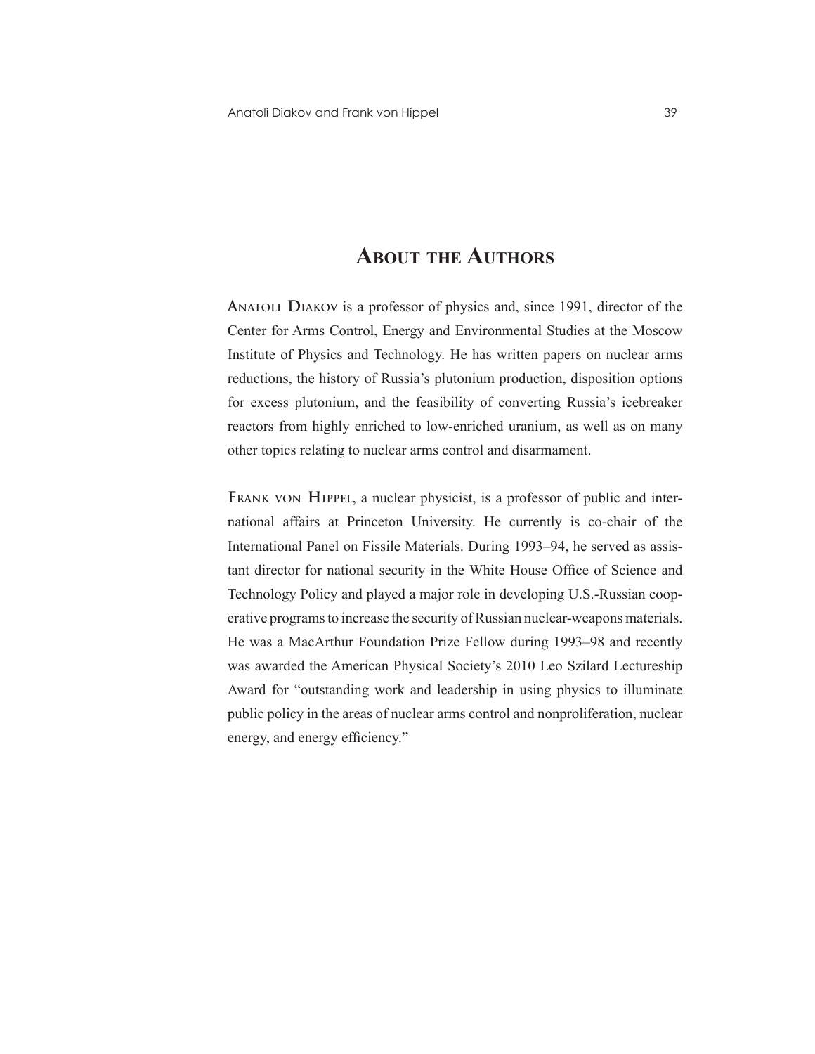# About the Authors

**Anatoli Diakov** is a professor of physics and, since 1991, director of the Center for Arms Control, Energy and Environmental Studies at the Moscow Institute of Physics and Technology. He has written papers on nuclear arms reductions, the history of Russia's plutonium production, disposition options for excess plutonium, and the feasibility of converting Russia's icebreaker reactors from highly enriched to low-enriched uranium, as well as on many other topics relating to nuclear arms control and disarmament.

**Frank von Hippel**, a nuclear physicist, is a professor of public and international affairs at Princeton University. He currently is co-chair of the International Panel on Fissile Materials. During 1993–94, he served as assistant director for national security in the White House Office of Science and Technology Policy and played a major role in developing U.S.-Russian cooperative programs to increase the security of Russian nuclear-weapons materials. He was a MacArthur Foundation Prize Fellow during 1993–98 and recently was awarded the American Physical Society's 2010 Leo Szilard Lectureship Award for "outstanding work and leadership in using physics to illuminate public policy in the areas of nuclear arms control and nonproliferation, nuclear energy, and energy efficiency."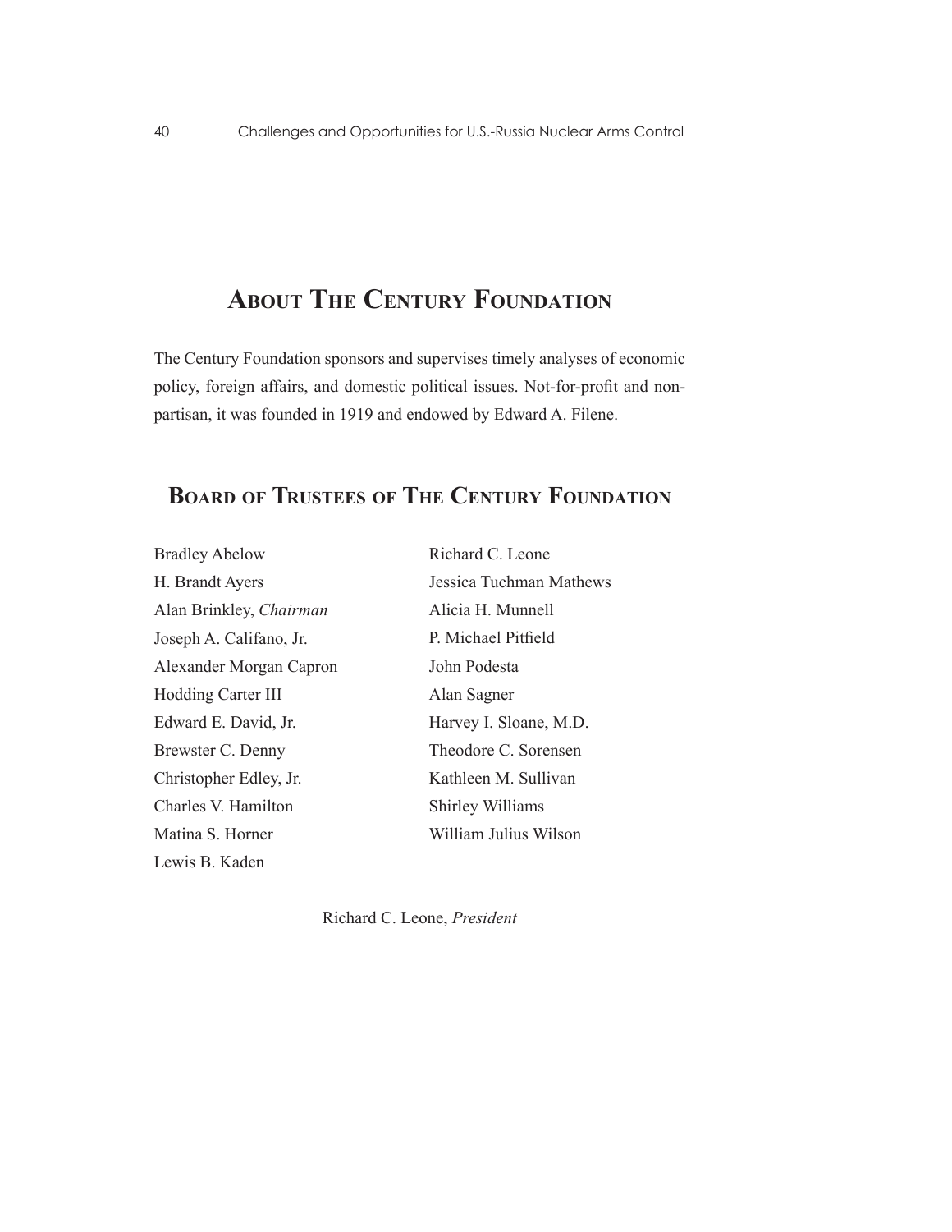## About The Century Foundation

The Century Foundation sponsors and supervises timely analyses of economic policy, foreign affairs, and domestic political issues. Not-for-profit and nonpartisan, it was founded in 1919 and endowed by Edward A. Filene.

## Board of Trustees of The Century Foundation

Bradley Abelow
H. Brandt Ayers
Alan Brinkley, *Chairman*
Joseph A. Califano, Jr.
Alexander Morgan Capron
Hodding Carter III
Edward E. David, Jr.
Brewster C. Denny
Christopher Edley, Jr.
Charles V. Hamilton
Matina S. Horner
Lewis B. Kaden
Richard C. Leone
Jessica Tuchman Mathews
Alicia H. Munnell
P. Michael Pitfield
John Podesta
Alan Sagner
Harvey I. Sloane, M.D.
Theodore C. Sorensen
Kathleen M. Sullivan
Shirley Williams
William Julius Wilson

Richard C. Leone, *President*